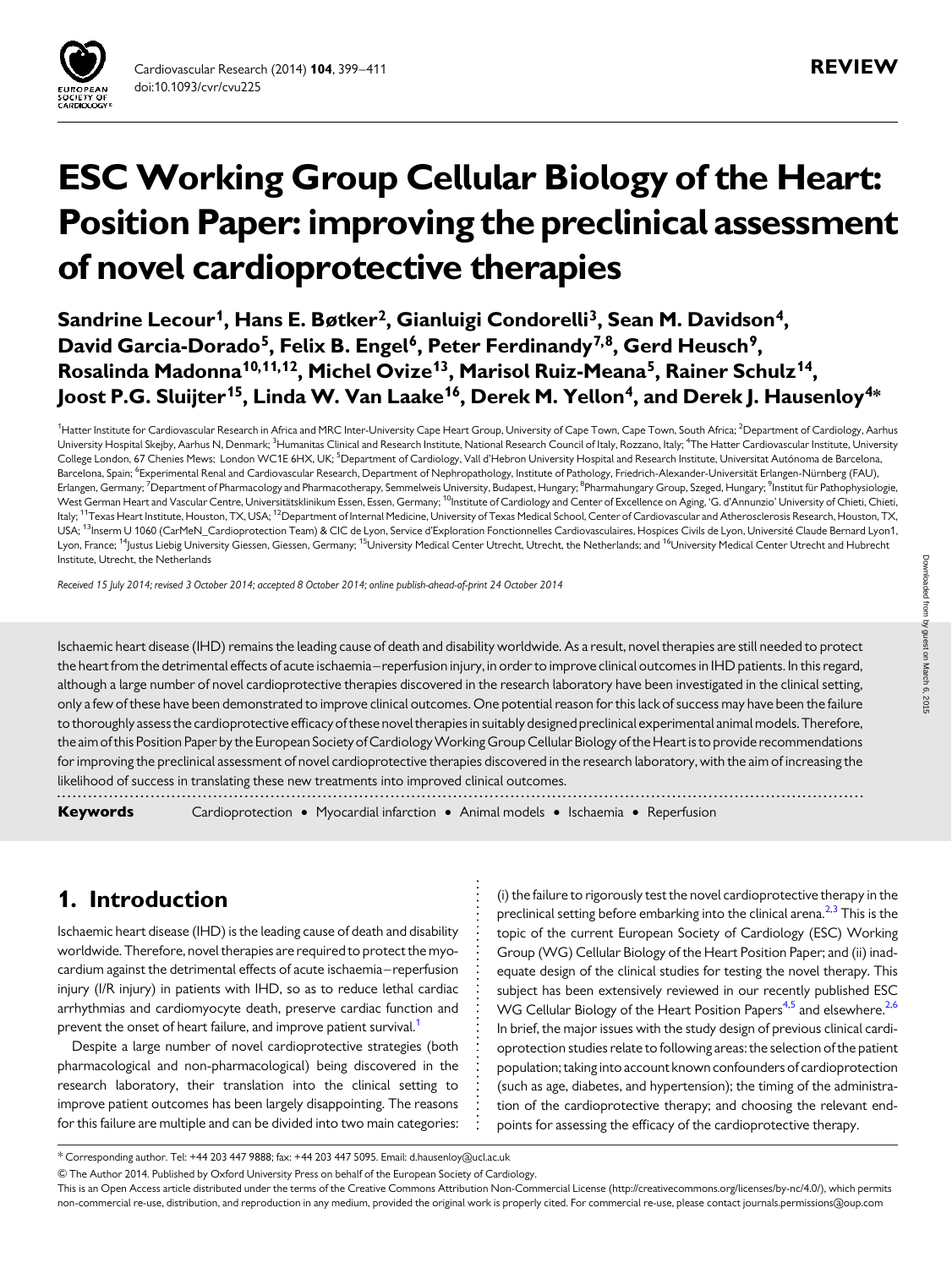REVIEW

# ESC Working Group Cellular Biology of the Heart: Position Paper: improving the preclinical assessment of novel cardioprotective therapies

**Sandrine Lecour[1], Hans E. Bøtker[2], Gianluigi Condorelli[3], Sean M. Davidson[4], David Garcia-Dorado[5], Felix B. Engel[6], Peter Ferdinandy[7,8], Gerd Heusch[9], Rosalinda Madonna[10,11,12], Michel Ovize[13], Marisol Ruiz-Meana[5], Rainer Schulz[14], Joost P.G. Sluijter[15], Linda W. Van Laake[16], Derek M. Yellon[4], and Derek J. Hausenloy[4]***

[1]Hatter Institute for Cardiovascular Research in Africa and MRC Inter-University Cape Heart Group, University of Cape Town, Cape Town, South Africa; [2]Department of Cardiology, Aarhus University Hospital Skejby, Aarhus N, Denmark; [3]Humanitas Clinical and Research Institute, National Research Council of Italy, Rozzano, Italy; [4]The Hatter Cardiovascular Institute, University College London, 67 Chenies Mews; London WC1E 6HX, UK; [5]Department of Cardiology, Vall d'Hebron University Hospital and Research Institute, Universitat Autónoma de Barcelona, Barcelona, Spain; [6]Experimental Renal and Cardiovascular Research, Department of Nephropathology, Institute of Pathology, Friedrich-Alexander-Universität Erlangen-Nürnberg (FAU), Erlangen, Germany; [7]Department of Pharmacology and Pharmacotherapy, Semmelweis University, Budapest, Hungary; [8]Pharmahungary Group, Szeged, Hungary; [9]Institut für Pathophysiologie, West German Heart and Vascular Centre, Universitätsklinikum Essen, Essen, Germany; [10]Institute of Cardiology and Center of Excellence on Aging, 'G. d'Annunzio' University of Chieti, Chieti, Italy; [11]Texas Heart Institute, Houston, TX, USA; [12]Department of Internal Medicine, University of Texas Medical School, Center of Cardiovascular and Atherosclerosis Research, Houston, TX, USA; [13]Inserm U 1060 (CarMeN_Cardioprotection Team) & CIC de Lyon, Service d'Exploration Fonctionnelles Cardiovasculaires, Hospices Civils de Lyon, Université Claude Bernard Lyon1, Lyon, France; [14]Justus Liebig University Giessen, Giessen, Germany; [15]University Medical Center Utrecht, Utrecht, the Netherlands; and [16]University Medical Center Utrecht and Hubrecht Institute, Utrecht, the Netherlands

*Received 15 July 2014; revised 3 October 2014; accepted 8 October 2014; online publish-ahead-of-print 24 October 2014*

Ischaemic heart disease (IHD) remains the leading cause of death and disability worldwide. As a result, novel therapies are still needed to protect the heart from the detrimental effects of acute ischaemia–reperfusion injury, in order to improve clinical outcomes in IHD patients. In this regard, although a large number of novel cardioprotective therapies discovered in the research laboratory have been investigated in the clinical setting, only a few of these have been demonstrated to improve clinical outcomes. One potential reason for this lack of success may have been the failure to thoroughly assess the cardioprotective efficacy of these novel therapies in suitably designed preclinical experimental animal models. Therefore, the aim of this Position Paper by the European Society of Cardiology Working Group Cellular Biology of the Heart is to provide recommendations for improving the preclinical assessment of novel cardioprotective therapies discovered in the research laboratory, with the aim of increasing the likelihood of success in translating these new treatments into improved clinical outcomes.

**Keywords** Cardioprotection • Myocardial infarction • Animal models • Ischaemia • Reperfusion

## 1. Introduction

Ischaemic heart disease (IHD) is the leading cause of death and disability worldwide. Therefore, novel therapies are required to protect the myocardium against the detrimental effects of acute ischaemia–reperfusion injury (I/R injury) in patients with IHD, so as to reduce lethal cardiac arrhythmias and cardiomyocyte death, preserve cardiac function and prevent the onset of heart failure, and improve patient survival.[1]

Despite a large number of novel cardioprotective strategies (both pharmacological and non-pharmacological) being discovered in the research laboratory, their translation into the clinical setting to improve patient outcomes has been largely disappointing. The reasons for this failure are multiple and can be divided into two main categories: (i) the failure to rigorously test the novel cardioprotective therapy in the preclinical setting before embarking into the clinical arena.[2,3] This is the topic of the current European Society of Cardiology (ESC) Working Group (WG) Cellular Biology of the Heart Position Paper; and (ii) inadequate design of the clinical studies for testing the novel therapy. This subject has been extensively reviewed in our recently published ESC WG Cellular Biology of the Heart Position Papers[4,5] and elsewhere.[2,6] In brief, the major issues with the study design of previous clinical cardioprotection studies relate to following areas: the selection of the patient population; taking into account known confounders of cardioprotection (such as age, diabetes, and hypertension); the timing of the administration of the cardioprotective therapy; and choosing the relevant endpoints for assessing the efficacy of the cardioprotective therapy.

* Corresponding author. Tel: +44 203 447 9888; fax: +44 203 447 5095. Email: d.hausenloy@ucl.ac.uk

© The Author 2014. Published by Oxford University Press on behalf of the European Society of Cardiology.

This is an Open Access article distributed under the terms of the Creative Commons Attribution Non-Commercial License (http://creativecommons.org/licenses/by-nc/4.0/), which permits non-commercial re-use, distribution, and reproduction in any medium, provided the original work is properly cited. For commercial re-use, please contact journals.permissions@oup.com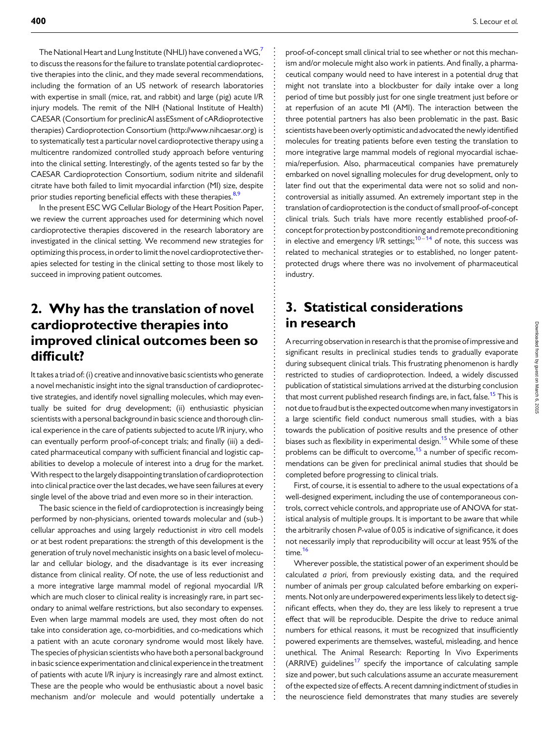The National Heart and Lung Institute (NHLI) have convened a WG,[7] to discuss the reasons for the failure to translate potential cardioprotective therapies into the clinic, and they made several recommendations, including the formation of an US network of research laboratories with expertise in small (mice, rat, and rabbit) and large (pig) acute I/R injury models. The remit of the NIH (National Institute of Health) CAESAR (Consortium for preclinicAl assESsment of cARdioprotective therapies) Cardioprotection Consortium (http://www.nihcaesar.org) is to systematically test a particular novel cardioprotective therapy using a multicentre randomized controlled study approach before venturing into the clinical setting. Interestingly, of the agents tested so far by the CAESAR Cardioprotection Consortium, sodium nitrite and sildenafil citrate have both failed to limit myocardial infarction (MI) size, despite prior studies reporting beneficial effects with these therapies.[8,9]

In the present ESC WG Cellular Biology of the Heart Position Paper, we review the current approaches used for determining which novel cardioprotective therapies discovered in the research laboratory are investigated in the clinical setting. We recommend new strategies for optimizing this process, in order to limit the novel cardioprotective therapies selected for testing in the clinical setting to those most likely to succeed in improving patient outcomes.

## 2. Why has the translation of novel cardioprotective therapies into improved clinical outcomes been so difficult?

It takes a triad of: (i) creative and innovative basic scientists who generate a novel mechanistic insight into the signal transduction of cardioprotective strategies, and identify novel signalling molecules, which may eventually be suited for drug development; (ii) enthusiastic physician scientists with a personal background in basic science and thorough clinical experience in the care of patients subjected to acute I/R injury, who can eventually perform proof-of-concept trials; and finally (iii) a dedicated pharmaceutical company with sufficient financial and logistic capabilities to develop a molecule of interest into a drug for the market. With respect to the largely disappointing translation of cardioprotection into clinical practice over the last decades, we have seen failures at every single level of the above triad and even more so in their interaction.

The basic science in the field of cardioprotection is increasingly being performed by non-physicians, oriented towards molecular and (sub-) cellular approaches and using largely reductionist *in vitro* cell models or at best rodent preparations: the strength of this development is the generation of truly novel mechanistic insights on a basic level of molecular and cellular biology, and the disadvantage is its ever increasing distance from clinical reality. Of note, the use of less reductionist and a more integrative large mammal model of regional myocardial I/R which are much closer to clinical reality is increasingly rare, in part secondary to animal welfare restrictions, but also secondary to expenses. Even when large mammal models are used, they most often do not take into consideration age, co-morbidities, and co-medications which a patient with an acute coronary syndrome would most likely have. The species of physician scientists who have both a personal background in basic science experimentation and clinical experience in the treatment of patients with acute I/R injury is increasingly rare and almost extinct. These are the people who would be enthusiastic about a novel basic mechanism and/or molecule and would potentially undertake a proof-of-concept small clinical trial to see whether or not this mechanism and/or molecule might also work in patients. And finally, a pharmaceutical company would need to have interest in a potential drug that might not translate into a blockbuster for daily intake over a long period of time but possibly just for one single treatment just before or at reperfusion of an acute MI (AMI). The interaction between the three potential partners has also been problematic in the past. Basic scientists have been overly optimistic and advocated the newly identified molecules for treating patients before even testing the translation to more integrative large mammal models of regional myocardial ischaemia/reperfusion. Also, pharmaceutical companies have prematurely embarked on novel signalling molecules for drug development, only to later find out that the experimental data were not so solid and non-controversial as initially assumed. An extremely important step in the translation of cardioprotection is the conduct of small proof-of-concept clinical trials. Such trials have more recently established proof-of-concept for protection by postconditioning and remote preconditioning in elective and emergency I/R settings;[10–14] of note, this success was related to mechanical strategies or to established, no longer patent-protected drugs where there was no involvement of pharmaceutical industry.

## 3. Statistical considerations in research

A recurring observation in research is that the promise of impressive and significant results in preclinical studies tends to gradually evaporate during subsequent clinical trials. This frustrating phenomenon is hardly restricted to studies of cardioprotection. Indeed, a widely discussed publication of statistical simulations arrived at the disturbing conclusion that most current published research findings are, in fact, false.[15] This is not due to fraud but is the expected outcome when many investigators in a large scientific field conduct numerous small studies, with a bias towards the publication of positive results and the presence of other biases such as flexibility in experimental design.[15] While some of these problems can be difficult to overcome,[15] a number of specific recommendations can be given for preclinical animal studies that should be completed before progressing to clinical trials.

First, of course, it is essential to adhere to the usual expectations of a well-designed experiment, including the use of contemporaneous controls, correct vehicle controls, and appropriate use of ANOVA for statistical analysis of multiple groups. It is important to be aware that while the arbitrarily chosen *P*-value of 0.05 is indicative of significance, it does not necessarily imply that reproducibility will occur at least 95% of the time.[16]

Wherever possible, the statistical power of an experiment should be calculated *a priori*, from previously existing data, and the required number of animals per group calculated before embarking on experiments. Not only are underpowered experiments less likely to detect significant effects, when they do, they are less likely to represent a true effect that will be reproducible. Despite the drive to reduce animal numbers for ethical reasons, it must be recognized that insufficiently powered experiments are themselves, wasteful, misleading, and hence unethical. The Animal Research: Reporting In Vivo Experiments (ARRIVE) guidelines[17] specify the importance of calculating sample size and power, but such calculations assume an accurate measurement of the expected size of effects. A recent damning indictment of studies in the neuroscience field demonstrates that many studies are severely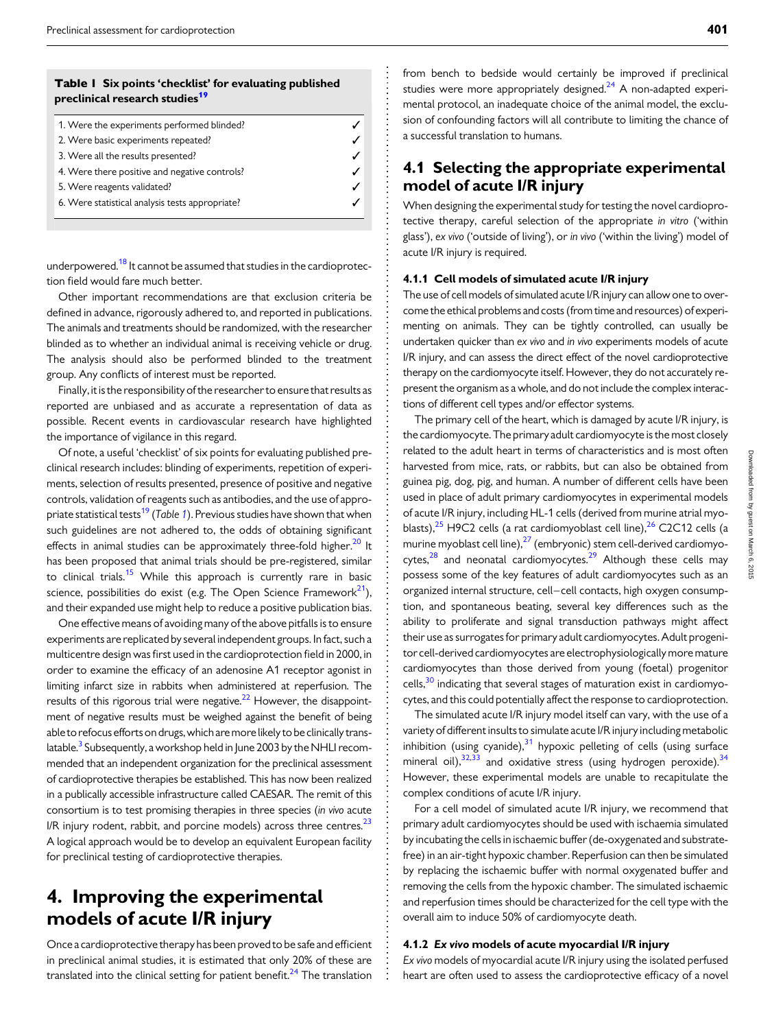**Table 1 Six points 'checklist' for evaluating published preclinical research studies[19]**

| | |
|---|---|
| 1. Were the experiments performed blinded? | ✓ |
| 2. Were basic experiments repeated? | ✓ |
| 3. Were all the results presented? | ✓ |
| 4. Were there positive and negative controls? | ✓ |
| 5. Were reagents validated? | ✓ |
| 6. Were statistical analysis tests appropriate? | ✓ |

underpowered.[18] It cannot be assumed that studies in the cardioprotection field would fare much better.

Other important recommendations are that exclusion criteria be defined in advance, rigorously adhered to, and reported in publications. The animals and treatments should be randomized, with the researcher blinded as to whether an individual animal is receiving vehicle or drug. The analysis should also be performed blinded to the treatment group. Any conflicts of interest must be reported.

Finally, it is the responsibility of the researcher to ensure that results as reported are unbiased and as accurate a representation of data as possible. Recent events in cardiovascular research have highlighted the importance of vigilance in this regard.

Of note, a useful 'checklist' of six points for evaluating published preclinical research includes: blinding of experiments, repetition of experiments, selection of results presented, presence of positive and negative controls, validation of reagents such as antibodies, and the use of appropriate statistical tests[19] (*Table 1*). Previous studies have shown that when such guidelines are not adhered to, the odds of obtaining significant effects in animal studies can be approximately three-fold higher.[20] It has been proposed that animal trials should be pre-registered, similar to clinical trials.[15] While this approach is currently rare in basic science, possibilities do exist (e.g. The Open Science Framework[21]), and their expanded use might help to reduce a positive publication bias.

One effective means of avoiding many of the above pitfalls is to ensure experiments are replicated by several independent groups. In fact, such a multicentre design was first used in the cardioprotection field in 2000, in order to examine the efficacy of an adenosine A1 receptor agonist in limiting infarct size in rabbits when administered at reperfusion. The results of this rigorous trial were negative.[22] However, the disappointment of negative results must be weighed against the benefit of being able to refocus efforts on drugs, which are more likely to be clinically translatable.[3] Subsequently, a workshop held in June 2003 by the NHLI recommended that an independent organization for the preclinical assessment of cardioprotective therapies be established. This has now been realized in a publically accessible infrastructure called CAESAR. The remit of this consortium is to test promising therapies in three species (*in vivo* acute I/R injury rodent, rabbit, and porcine models) across three centres.[23] A logical approach would be to develop an equivalent European facility for preclinical testing of cardioprotective therapies.

# 4. Improving the experimental models of acute I/R injury

Once a cardioprotective therapy has been proved to be safe and efficient in preclinical animal studies, it is estimated that only 20% of these are translated into the clinical setting for patient benefit.[24] The translation from bench to bedside would certainly be improved if preclinical studies were more appropriately designed.[24] A non-adapted experimental protocol, an inadequate choice of the animal model, the exclusion of confounding factors will all contribute to limiting the chance of a successful translation to humans.

## 4.1 Selecting the appropriate experimental model of acute I/R injury

When designing the experimental study for testing the novel cardioprotective therapy, careful selection of the appropriate *in vitro* ('within glass'), *ex vivo* ('outside of living'), or *in vivo* ('within the living') model of acute I/R injury is required.

### 4.1.1 Cell models of simulated acute I/R injury

The use of cell models of simulated acute I/R injury can allow one to overcome the ethical problems and costs (from time and resources) of experimenting on animals. They can be tightly controlled, can usually be undertaken quicker than *ex vivo* and *in vivo* experiments models of acute I/R injury, and can assess the direct effect of the novel cardioprotective therapy on the cardiomyocyte itself. However, they do not accurately represent the organism as a whole, and do not include the complex interactions of different cell types and/or effector systems.

The primary cell of the heart, which is damaged by acute I/R injury, is the cardiomyocyte. The primary adult cardiomyocyte is the most closely related to the adult heart in terms of characteristics and is most often harvested from mice, rats, or rabbits, but can also be obtained from guinea pig, dog, pig, and human. A number of different cells have been used in place of adult primary cardiomyocytes in experimental models of acute I/R injury, including HL-1 cells (derived from murine atrial myoblasts),[25] H9C2 cells (a rat cardiomyoblast cell line),[26] C2C12 cells (a murine myoblast cell line),[27] (embryonic) stem cell-derived cardiomyocytes,[28] and neonatal cardiomyocytes.[29] Although these cells may possess some of the key features of adult cardiomyocytes such as an organized internal structure, cell–cell contacts, high oxygen consumption, and spontaneous beating, several key differences such as the ability to proliferate and signal transduction pathways might affect their use as surrogates for primary adult cardiomyocytes. Adult progenitor cell-derived cardiomyocytes are electrophysiologically more mature cardiomyocytes than those derived from young (foetal) progenitor cells,[30] indicating that several stages of maturation exist in cardiomyocytes, and this could potentially affect the response to cardioprotection.

The simulated acute I/R injury model itself can vary, with the use of a variety of different insults to simulate acute I/R injury including metabolic inhibition (using cyanide),[31] hypoxic pelleting of cells (using surface mineral oil),[32,33] and oxidative stress (using hydrogen peroxide).[34] However, these experimental models are unable to recapitulate the complex conditions of acute I/R injury.

For a cell model of simulated acute I/R injury, we recommend that primary adult cardiomyocytes should be used with ischaemia simulated by incubating the cells in ischaemic buffer (de-oxygenated and substrate-free) in an air-tight hypoxic chamber. Reperfusion can then be simulated by replacing the ischaemic buffer with normal oxygenated buffer and removing the cells from the hypoxic chamber. The simulated ischaemic and reperfusion times should be characterized for the cell type with the overall aim to induce 50% of cardiomyocyte death.

### 4.1.2 *Ex vivo* models of acute myocardial I/R injury

*Ex vivo* models of myocardial acute I/R injury using the isolated perfused heart are often used to assess the cardioprotective efficacy of a novel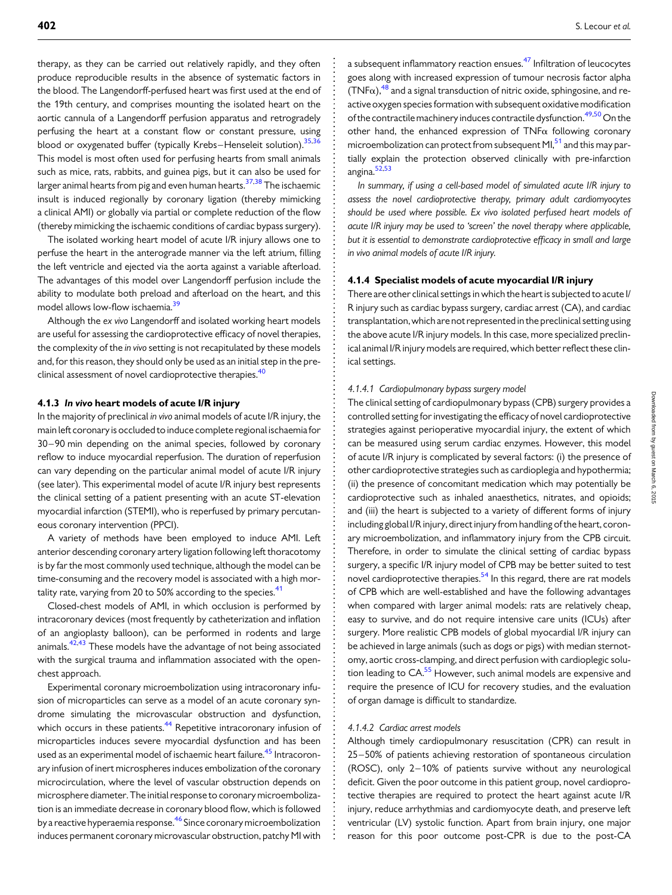therapy, as they can be carried out relatively rapidly, and they often produce reproducible results in the absence of systematic factors in the blood. The Langendorff-perfused heart was first used at the end of the 19th century, and comprises mounting the isolated heart on the aortic cannula of a Langendorff perfusion apparatus and retrogradely perfusing the heart at a constant flow or constant pressure, using blood or oxygenated buffer (typically Krebs–Henseleit solution).[35,36] This model is most often used for perfusing hearts from small animals such as mice, rats, rabbits, and guinea pigs, but it can also be used for larger animal hearts from pig and even human hearts.[37,38] The ischaemic insult is induced regionally by coronary ligation (thereby mimicking a clinical AMI) or globally via partial or complete reduction of the flow (thereby mimicking the ischaemic conditions of cardiac bypass surgery).

The isolated working heart model of acute I/R injury allows one to perfuse the heart in the anterograde manner via the left atrium, filling the left ventricle and ejected via the aorta against a variable afterload. The advantages of this model over Langendorff perfusion include the ability to modulate both preload and afterload on the heart, and this model allows low-flow ischaemia.[39]

Although the *ex vivo* Langendorff and isolated working heart models are useful for assessing the cardioprotective efficacy of novel therapies, the complexity of the *in vivo* setting is not recapitulated by these models and, for this reason, they should only be used as an initial step in the preclinical assessment of novel cardioprotective therapies.[40]

### 4.1.3 *In vivo* heart models of acute I/R injury

In the majority of preclinical *in vivo* animal models of acute I/R injury, the main left coronary is occluded to induce complete regional ischaemia for 30–90 min depending on the animal species, followed by coronary reflow to induce myocardial reperfusion. The duration of reperfusion can vary depending on the particular animal model of acute I/R injury (see later). This experimental model of acute I/R injury best represents the clinical setting of a patient presenting with an acute ST-elevation myocardial infarction (STEMI), who is reperfused by primary percutaneous coronary intervention (PPCI).

A variety of methods have been employed to induce AMI. Left anterior descending coronary artery ligation following left thoracotomy is by far the most commonly used technique, although the model can be time-consuming and the recovery model is associated with a high mortality rate, varying from 20 to 50% according to the species.[41]

Closed-chest models of AMI, in which occlusion is performed by intracoronary devices (most frequently by catheterization and inflation of an angioplasty balloon), can be performed in rodents and large animals.[42,43] These models have the advantage of not being associated with the surgical trauma and inflammation associated with the open-chest approach.

Experimental coronary microembolization using intracoronary infusion of microparticles can serve as a model of an acute coronary syndrome simulating the microvascular obstruction and dysfunction, which occurs in these patients.[44] Repetitive intracoronary infusion of microparticles induces severe myocardial dysfunction and has been used as an experimental model of ischaemic heart failure.[45] Intracoronary infusion of inert microspheres induces embolization of the coronary microcirculation, where the level of vascular obstruction depends on microsphere diameter. The initial response to coronary microembolization is an immediate decrease in coronary blood flow, which is followed by a reactive hyperaemia response.[46] Since coronary microembolization induces permanent coronary microvascular obstruction, patchy MI with a subsequent inflammatory reaction ensues.[47] Infiltration of leucocytes goes along with increased expression of tumour necrosis factor alpha (TNF$\alpha$),[48] and a signal transduction of nitric oxide, sphingosine, and reactive oxygen species formation with subsequent oxidative modification of the contractile machinery induces contractile dysfunction.[49,50] On the other hand, the enhanced expression of TNF$\alpha$ following coronary microembolization can protect from subsequent MI,[51] and this may partially explain the protection observed clinically with pre-infarction angina.[52,53]

*In summary, if using a cell-based model of simulated acute I/R injury to assess the novel cardioprotective therapy, primary adult cardiomyocytes should be used where possible. Ex vivo isolated perfused heart models of acute I/R injury may be used to 'screen' the novel therapy where applicable, but it is essential to demonstrate cardioprotective efficacy in small and large in vivo animal models of acute I/R injury.*

### 4.1.4 Specialist models of acute myocardial I/R injury

There are other clinical settings in which the heart is subjected to acute I/R injury such as cardiac bypass surgery, cardiac arrest (CA), and cardiac transplantation, which are not represented in the preclinical setting using the above acute I/R injury models. In this case, more specialized preclinical animal I/R injury models are required, which better reflect these clinical settings.

#### *4.1.4.1 Cardiopulmonary bypass surgery model*

The clinical setting of cardiopulmonary bypass (CPB) surgery provides a controlled setting for investigating the efficacy of novel cardioprotective strategies against perioperative myocardial injury, the extent of which can be measured using serum cardiac enzymes. However, this model of acute I/R injury is complicated by several factors: (i) the presence of other cardioprotective strategies such as cardioplegia and hypothermia; (ii) the presence of concomitant medication which may potentially be cardioprotective such as inhaled anaesthetics, nitrates, and opioids; and (iii) the heart is subjected to a variety of different forms of injury including global I/R injury, direct injury from handling of the heart, coronary microembolization, and inflammatory injury from the CPB circuit. Therefore, in order to simulate the clinical setting of cardiac bypass surgery, a specific I/R injury model of CPB may be better suited to test novel cardioprotective therapies.[54] In this regard, there are rat models of CPB which are well-established and have the following advantages when compared with larger animal models: rats are relatively cheap, easy to survive, and do not require intensive care units (ICUs) after surgery. More realistic CPB models of global myocardial I/R injury can be achieved in large animals (such as dogs or pigs) with median sternotomy, aortic cross-clamping, and direct perfusion with cardioplegic solution leading to CA.[55] However, such animal models are expensive and require the presence of ICU for recovery studies, and the evaluation of organ damage is difficult to standardize.

#### *4.1.4.2 Cardiac arrest models*

Although timely cardiopulmonary resuscitation (CPR) can result in 25–50% of patients achieving restoration of spontaneous circulation (ROSC), only 2–10% of patients survive without any neurological deficit. Given the poor outcome in this patient group, novel cardioprotective therapies are required to protect the heart against acute I/R injury, reduce arrhythmias and cardiomyocyte death, and preserve left ventricular (LV) systolic function. Apart from brain injury, one major reason for this poor outcome post-CPR is due to the post-CA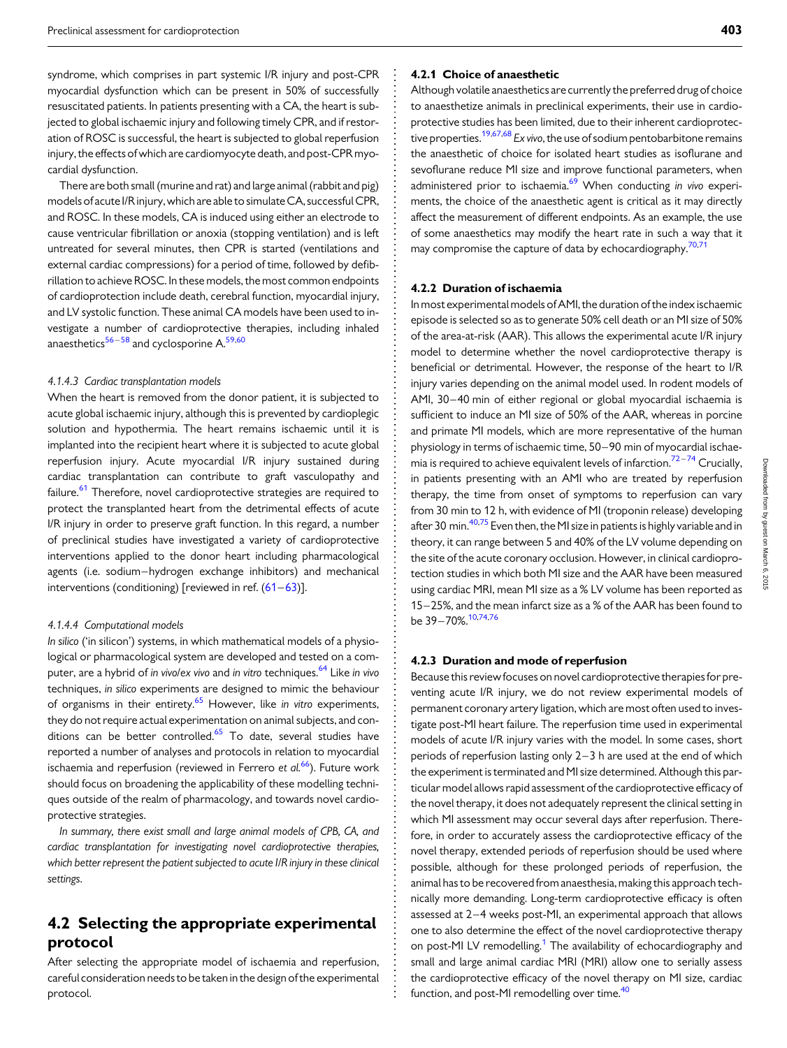syndrome, which comprises in part systemic I/R injury and post-CPR myocardial dysfunction which can be present in 50% of successfully resuscitated patients. In patients presenting with a CA, the heart is subjected to global ischaemic injury and following timely CPR, and if restoration of ROSC is successful, the heart is subjected to global reperfusion injury, the effects of which are cardiomyocyte death, and post-CPR myocardial dysfunction.

There are both small (murine and rat) and large animal (rabbit and pig) models of acute I/R injury, which are able to simulate CA, successful CPR, and ROSC. In these models, CA is induced using either an electrode to cause ventricular fibrillation or anoxia (stopping ventilation) and is left untreated for several minutes, then CPR is started (ventilations and external cardiac compressions) for a period of time, followed by defibrillation to achieve ROSC. In these models, the most common endpoints of cardioprotection include death, cerebral function, myocardial injury, and LV systolic function. These animal CA models have been used to investigate a number of cardioprotective therapies, including inhaled anaesthetics[56–58] and cyclosporine A.[59,60]

#### 4.1.4.3 Cardiac transplantation models

When the heart is removed from the donor patient, it is subjected to acute global ischaemic injury, although this is prevented by cardioplegic solution and hypothermia. The heart remains ischaemic until it is implanted into the recipient heart where it is subjected to acute global reperfusion injury. Acute myocardial I/R injury sustained during cardiac transplantation can contribute to graft vasculopathy and failure.[61] Therefore, novel cardioprotective strategies are required to protect the transplanted heart from the detrimental effects of acute I/R injury in order to preserve graft function. In this regard, a number of preclinical studies have investigated a variety of cardioprotective interventions applied to the donor heart including pharmacological agents (i.e. sodium–hydrogen exchange inhibitors) and mechanical interventions (conditioning) [reviewed in ref. (61–63)].

#### 4.1.4.4 Computational models

*In silico* ('in silicon') systems, in which mathematical models of a physiological or pharmacological system are developed and tested on a computer, are a hybrid of *in vivo*/*ex vivo* and *in vitro* techniques.[64] Like *in vivo* techniques, *in silico* experiments are designed to mimic the behaviour of organisms in their entirety.[65] However, like *in vitro* experiments, they do not require actual experimentation on animal subjects, and conditions can be better controlled.[65] To date, several studies have reported a number of analyses and protocols in relation to myocardial ischaemia and reperfusion (reviewed in Ferrero *et al.*[66]). Future work should focus on broadening the applicability of these modelling techniques outside of the realm of pharmacology, and towards novel cardioprotective strategies.

*In summary, there exist small and large animal models of CPB, CA, and cardiac transplantation for investigating novel cardioprotective therapies, which better represent the patient subjected to acute I/R injury in these clinical settings.*

## 4.2 Selecting the appropriate experimental protocol

After selecting the appropriate model of ischaemia and reperfusion, careful consideration needs to be taken in the design of the experimental protocol.

### 4.2.1 Choice of anaesthetic

Although volatile anaesthetics are currently the preferred drug of choice to anaesthetize animals in preclinical experiments, their use in cardioprotective studies has been limited, due to their inherent cardioprotective properties.[19,67,68] *Ex vivo*, the use of sodium pentobarbitone remains the anaesthetic of choice for isolated heart studies as isoflurane and sevoflurane reduce MI size and improve functional parameters, when administered prior to ischaemia.[69] When conducting *in vivo* experiments, the choice of the anaesthetic agent is critical as it may directly affect the measurement of different endpoints. As an example, the use of some anaesthetics may modify the heart rate in such a way that it may compromise the capture of data by echocardiography.[70,71]

### 4.2.2 Duration of ischaemia

In most experimental models of AMI, the duration of the index ischaemic episode is selected so as to generate 50% cell death or an MI size of 50% of the area-at-risk (AAR). This allows the experimental acute I/R injury model to determine whether the novel cardioprotective therapy is beneficial or detrimental. However, the response of the heart to I/R injury varies depending on the animal model used. In rodent models of AMI, 30–40 min of either regional or global myocardial ischaemia is sufficient to induce an MI size of 50% of the AAR, whereas in porcine and primate MI models, which are more representative of the human physiology in terms of ischaemic time, 50–90 min of myocardial ischaemia is required to achieve equivalent levels of infarction.[72–74] Crucially, in patients presenting with an AMI who are treated by reperfusion therapy, the time from onset of symptoms to reperfusion can vary from 30 min to 12 h, with evidence of MI (troponin release) developing after 30 min.[40,75] Even then, the MI size in patients is highly variable and in theory, it can range between 5 and 40% of the LV volume depending on the site of the acute coronary occlusion. However, in clinical cardioprotection studies in which both MI size and the AAR have been measured using cardiac MRI, mean MI size as a % LV volume has been reported as 15–25%, and the mean infarct size as a % of the AAR has been found to be 39–70%.[10,74,76]

### 4.2.3 Duration and mode of reperfusion

Because this review focuses on novel cardioprotective therapies for preventing acute I/R injury, we do not review experimental models of permanent coronary artery ligation, which are most often used to investigate post-MI heart failure. The reperfusion time used in experimental models of acute I/R injury varies with the model. In some cases, short periods of reperfusion lasting only 2–3 h are used at the end of which the experiment is terminated and MI size determined. Although this particular model allows rapid assessment of the cardioprotective efficacy of the novel therapy, it does not adequately represent the clinical setting in which MI assessment may occur several days after reperfusion. Therefore, in order to accurately assess the cardioprotective efficacy of the novel therapy, extended periods of reperfusion should be used where possible, although for these prolonged periods of reperfusion, the animal has to be recovered from anaesthesia, making this approach technically more demanding. Long-term cardioprotective efficacy is often assessed at 2–4 weeks post-MI, an experimental approach that allows one to also determine the effect of the novel cardioprotective therapy on post-MI LV remodelling.[1] The availability of echocardiography and small and large animal cardiac MRI (MRI) allow one to serially assess the cardioprotective efficacy of the novel therapy on MI size, cardiac function, and post-MI remodelling over time.[40]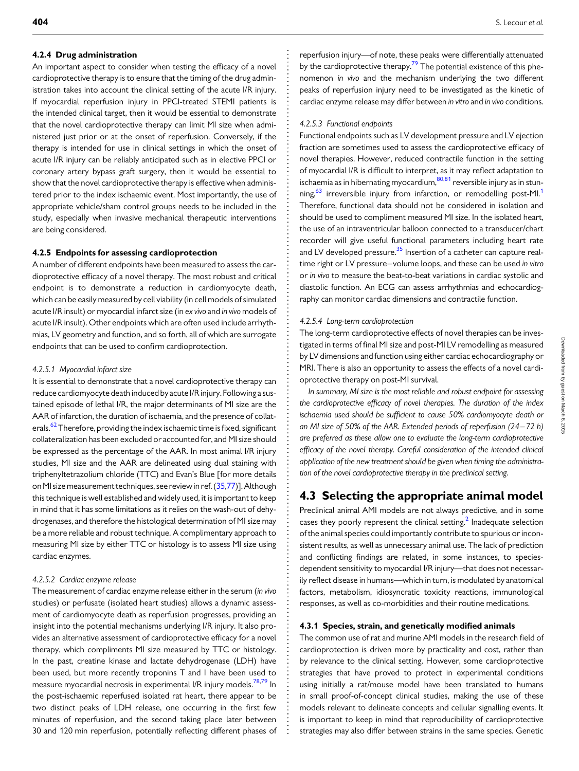#### 4.2.4 Drug administration

An important aspect to consider when testing the efficacy of a novel cardioprotective therapy is to ensure that the timing of the drug administration takes into account the clinical setting of the acute I/R injury. If myocardial reperfusion injury in PPCI-treated STEMI patients is the intended clinical target, then it would be essential to demonstrate that the novel cardioprotective therapy can limit MI size when administered just prior or at the onset of reperfusion. Conversely, if the therapy is intended for use in clinical settings in which the onset of acute I/R injury can be reliably anticipated such as in elective PPCI or coronary artery bypass graft surgery, then it would be essential to show that the novel cardioprotective therapy is effective when administered prior to the index ischaemic event. Most importantly, the use of appropriate vehicle/sham control groups needs to be included in the study, especially when invasive mechanical therapeutic interventions are being considered.

#### 4.2.5 Endpoints for assessing cardioprotection

A number of different endpoints have been measured to assess the cardioprotective efficacy of a novel therapy. The most robust and critical endpoint is to demonstrate a reduction in cardiomyocyte death, which can be easily measured by cell viability (in cell models of simulated acute I/R insult) or myocardial infarct size (in *ex vivo* and *in vivo* models of acute I/R insult). Other endpoints which are often used include arrhythmias, LV geometry and function, and so forth, all of which are surrogate endpoints that can be used to confirm cardioprotection.

##### 4.2.5.1 Myocardial infarct size

It is essential to demonstrate that a novel cardioprotective therapy can reduce cardiomyocyte death induced by acute I/R injury. Following a sustained episode of lethal I/R, the major determinants of MI size are the AAR of infarction, the duration of ischaemia, and the presence of collaterals.[62] Therefore, providing the index ischaemic time is fixed, significant collateralization has been excluded or accounted for, and MI size should be expressed as the percentage of the AAR. In most animal I/R injury studies, MI size and the AAR are delineated using dual staining with triphenyltetrazolium chloride (TTC) and Evan's Blue [for more details on MI size measurement techniques, see review in ref. (35,77)]. Although this technique is well established and widely used, it is important to keep in mind that it has some limitations as it relies on the wash-out of dehydrogenases, and therefore the histological determination of MI size may be a more reliable and robust technique. A complimentary approach to measuring MI size by either TTC or histology is to assess MI size using cardiac enzymes.

##### 4.2.5.2 Cardiac enzyme release

The measurement of cardiac enzyme release either in the serum (*in vivo* studies) or perfusate (isolated heart studies) allows a dynamic assessment of cardiomyocyte death as reperfusion progresses, providing an insight into the potential mechanisms underlying I/R injury. It also provides an alternative assessment of cardioprotective efficacy for a novel therapy, which compliments MI size measured by TTC or histology. In the past, creatine kinase and lactate dehydrogenase (LDH) have been used, but more recently troponins T and I have been used to measure myocardial necrosis in experimental I/R injury models.[78,79] In the post-ischaemic reperfused isolated rat heart, there appear to be two distinct peaks of LDH release, one occurring in the first few minutes of reperfusion, and the second taking place later between 30 and 120 min reperfusion, potentially reflecting different phases of reperfusion injury—of note, these peaks were differentially attenuated by the cardioprotective therapy.[79] The potential existence of this phenomenon *in vivo* and the mechanism underlying the two different peaks of reperfusion injury need to be investigated as the kinetic of cardiac enzyme release may differ between *in vitro* and *in vivo* conditions.

##### 4.2.5.3 Functional endpoints

Functional endpoints such as LV development pressure and LV ejection fraction are sometimes used to assess the cardioprotective efficacy of novel therapies. However, reduced contractile function in the setting of myocardial I/R is difficult to interpret, as it may reflect adaptation to ischaemia as in hibernating myocardium,[80,81] reversible injury as in stunning,[63] irreversible injury from infarction, or remodelling post-MI.[1] Therefore, functional data should not be considered in isolation and should be used to compliment measured MI size. In the isolated heart, the use of an intraventricular balloon connected to a transducer/chart recorder will give useful functional parameters including heart rate and LV developed pressure.[35] Insertion of a catheter can capture real-time right or LV pressure–volume loops, and these can be used *in vitro* or *in vivo* to measure the beat-to-beat variations in cardiac systolic and diastolic function. An ECG can assess arrhythmias and echocardiography can monitor cardiac dimensions and contractile function.

##### 4.2.5.4 Long-term cardioprotection

The long-term cardioprotective effects of novel therapies can be investigated in terms of final MI size and post-MI LV remodelling as measured by LV dimensions and function using either cardiac echocardiography or MRI. There is also an opportunity to assess the effects of a novel cardioprotective therapy on post-MI survival.

*In summary, MI size is the most reliable and robust endpoint for assessing the cardioprotective efficacy of novel therapies. The duration of the index ischaemia used should be sufficient to cause 50% cardiomyocyte death or an MI size of 50% of the AAR. Extended periods of reperfusion (24–72 h) are preferred as these allow one to evaluate the long-term cardioprotective efficacy of the novel therapy. Careful consideration of the intended clinical application of the new treatment should be given when timing the administration of the novel cardioprotective therapy in the preclinical setting.*

## 4.3 Selecting the appropriate animal model

Preclinical animal AMI models are not always predictive, and in some cases they poorly represent the clinical setting.[2] Inadequate selection of the animal species could importantly contribute to spurious or inconsistent results, as well as unnecessary animal use. The lack of prediction and conflicting findings are related, in some instances, to species-dependent sensitivity to myocardial I/R injury—that does not necessarily reflect disease in humans—which in turn, is modulated by anatomical factors, metabolism, idiosyncratic toxicity reactions, immunological responses, as well as co-morbidities and their routine medications.

#### 4.3.1 Species, strain, and genetically modified animals

The common use of rat and murine AMI models in the research field of cardioprotection is driven more by practicality and cost, rather than by relevance to the clinical setting. However, some cardioprotective strategies that have proved to protect in experimental conditions using initially a rat/mouse model have been translated to humans in small proof-of-concept clinical studies, making the use of these models relevant to delineate concepts and cellular signalling events. It is important to keep in mind that reproducibility of cardioprotective strategies may also differ between strains in the same species. Genetic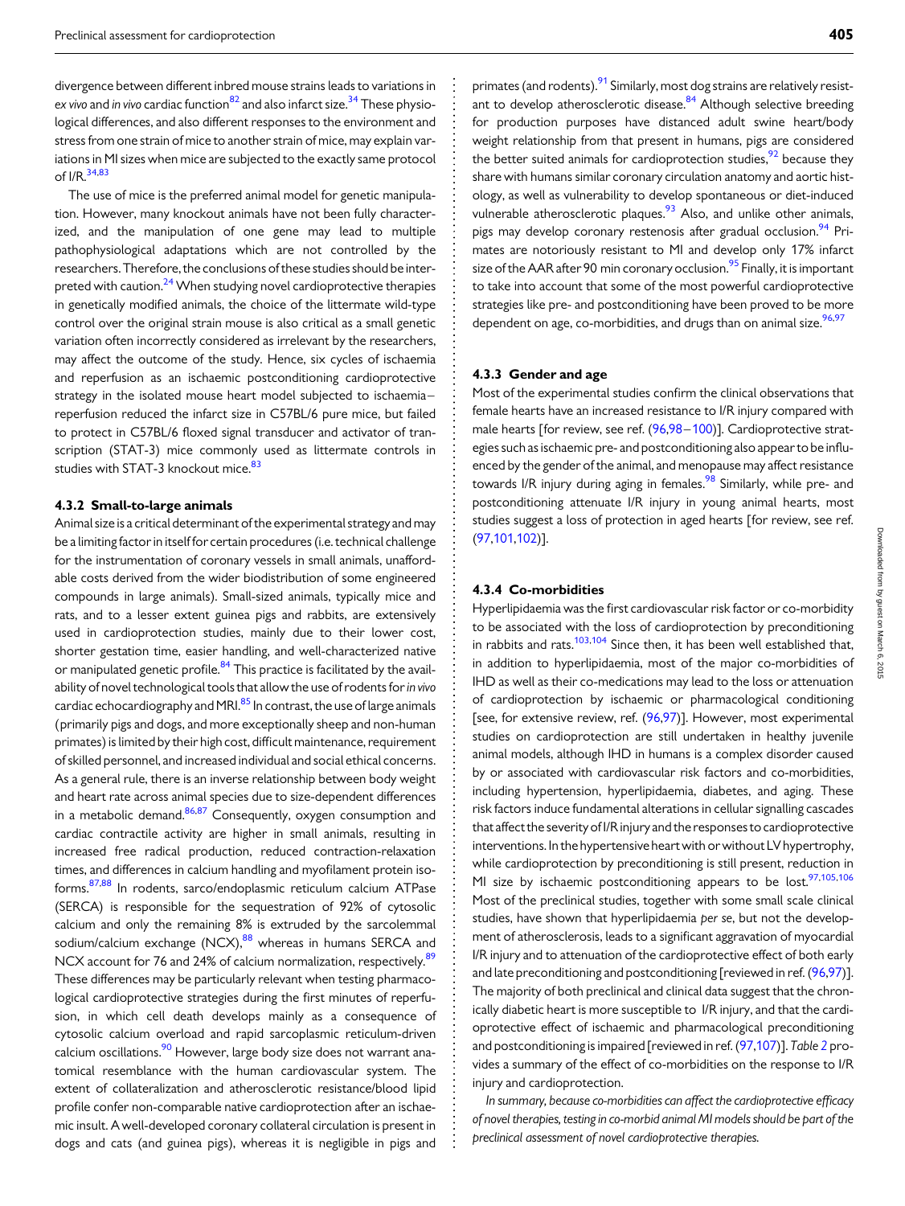divergence between different inbred mouse strains leads to variations in *ex vivo* and *in vivo* cardiac function[82] and also infarct size.[34] These physiological differences, and also different responses to the environment and stress from one strain of mice to another strain of mice, may explain variations in MI sizes when mice are subjected to the exactly same protocol of I/R.[34,83]

The use of mice is the preferred animal model for genetic manipulation. However, many knockout animals have not been fully characterized, and the manipulation of one gene may lead to multiple pathophysiological adaptations which are not controlled by the researchers. Therefore, the conclusions of these studies should be interpreted with caution.[24] When studying novel cardioprotective therapies in genetically modified animals, the choice of the littermate wild-type control over the original strain mouse is also critical as a small genetic variation often incorrectly considered as irrelevant by the researchers, may affect the outcome of the study. Hence, six cycles of ischaemia and reperfusion as an ischaemic postconditioning cardioprotective strategy in the isolated mouse heart model subjected to ischaemia–reperfusion reduced the infarct size in C57BL/6 pure mice, but failed to protect in C57BL/6 floxed signal transducer and activator of transcription (STAT-3) mice commonly used as littermate controls in studies with STAT-3 knockout mice.[83]

#### 4.3.2 Small-to-large animals

Animal size is a critical determinant of the experimental strategy and may be a limiting factor in itself for certain procedures (i.e. technical challenge for the instrumentation of coronary vessels in small animals, unaffordable costs derived from the wider biodistribution of some engineered compounds in large animals). Small-sized animals, typically mice and rats, and to a lesser extent guinea pigs and rabbits, are extensively used in cardioprotection studies, mainly due to their lower cost, shorter gestation time, easier handling, and well-characterized native or manipulated genetic profile.[84] This practice is facilitated by the availability of novel technological tools that allow the use of rodents for *in vivo* cardiac echocardiography and MRI.[85] In contrast, the use of large animals (primarily pigs and dogs, and more exceptionally sheep and non-human primates) is limited by their high cost, difficult maintenance, requirement of skilled personnel, and increased individual and social ethical concerns. As a general rule, there is an inverse relationship between body weight and heart rate across animal species due to size-dependent differences in a metabolic demand.[86,87] Consequently, oxygen consumption and cardiac contractile activity are higher in small animals, resulting in increased free radical production, reduced contraction-relaxation times, and differences in calcium handling and myofilament protein isoforms.[87,88] In rodents, sarco/endoplasmic reticulum calcium ATPase (SERCA) is responsible for the sequestration of 92% of cytosolic calcium and only the remaining 8% is extruded by the sarcolemmal sodium/calcium exchange (NCX),[88] whereas in humans SERCA and NCX account for 76 and 24% of calcium normalization, respectively.[89] These differences may be particularly relevant when testing pharmacological cardioprotective strategies during the first minutes of reperfusion, in which cell death develops mainly as a consequence of cytosolic calcium overload and rapid sarcoplasmic reticulum-driven calcium oscillations.[90] However, large body size does not warrant anatomical resemblance with the human cardiovascular system. The extent of collateralization and atherosclerotic resistance/blood lipid profile confer non-comparable native cardioprotection after an ischaemic insult. A well-developed coronary collateral circulation is present in dogs and cats (and guinea pigs), whereas it is negligible in pigs and primates (and rodents).[91] Similarly, most dog strains are relatively resistant to develop atherosclerotic disease.[84] Although selective breeding for production purposes have distanced adult swine heart/body weight relationship from that present in humans, pigs are considered the better suited animals for cardioprotection studies,[92] because they share with humans similar coronary circulation anatomy and aortic histology, as well as vulnerability to develop spontaneous or diet-induced vulnerable atherosclerotic plaques.[93] Also, and unlike other animals, pigs may develop coronary restenosis after gradual occlusion.[94] Primates are notoriously resistant to MI and develop only 17% infarct size of the AAR after 90 min coronary occlusion.[95] Finally, it is important to take into account that some of the most powerful cardioprotective strategies like pre- and postconditioning have been proved to be more dependent on age, co-morbidities, and drugs than on animal size.[96,97]

#### 4.3.3 Gender and age

Most of the experimental studies confirm the clinical observations that female hearts have an increased resistance to I/R injury compared with male hearts [for review, see ref. (96,98–100)]. Cardioprotective strategies such as ischaemic pre- and postconditioning also appear to be influenced by the gender of the animal, and menopause may affect resistance towards I/R injury during aging in females.[98] Similarly, while pre- and postconditioning attenuate I/R injury in young animal hearts, most studies suggest a loss of protection in aged hearts [for review, see ref. (97,101,102)].

#### 4.3.4 Co-morbidities

Hyperlipidaemia was the first cardiovascular risk factor or co-morbidity to be associated with the loss of cardioprotection by preconditioning in rabbits and rats.[103,104] Since then, it has been well established that, in addition to hyperlipidaemia, most of the major co-morbidities of IHD as well as their co-medications may lead to the loss or attenuation of cardioprotection by ischaemic or pharmacological conditioning [see, for extensive review, ref. (96,97)]. However, most experimental studies on cardioprotection are still undertaken in healthy juvenile animal models, although IHD in humans is a complex disorder caused by or associated with cardiovascular risk factors and co-morbidities, including hypertension, hyperlipidaemia, diabetes, and aging. These risk factors induce fundamental alterations in cellular signalling cascades that affect the severity of I/R injury and the responses to cardioprotective interventions. In the hypertensive heart with or without LV hypertrophy, while cardioprotection by preconditioning is still present, reduction in MI size by ischaemic postconditioning appears to be lost.[97,105,106] Most of the preclinical studies, together with some small scale clinical studies, have shown that hyperlipidaemia *per se*, but not the development of atherosclerosis, leads to a significant aggravation of myocardial I/R injury and to attenuation of the cardioprotective effect of both early and late preconditioning and postconditioning [reviewed in ref. (96,97)]. The majority of both preclinical and clinical data suggest that the chronically diabetic heart is more susceptible to I/R injury, and that the cardioprotective effect of ischaemic and pharmacological preconditioning and postconditioning is impaired [reviewed in ref. (97,107)]. *Table 2* provides a summary of the effect of co-morbidities on the response to I/R injury and cardioprotection.

*In summary, because co-morbidities can affect the cardioprotective efficacy of novel therapies, testing in co-morbid animal MI models should be part of the preclinical assessment of novel cardioprotective therapies.*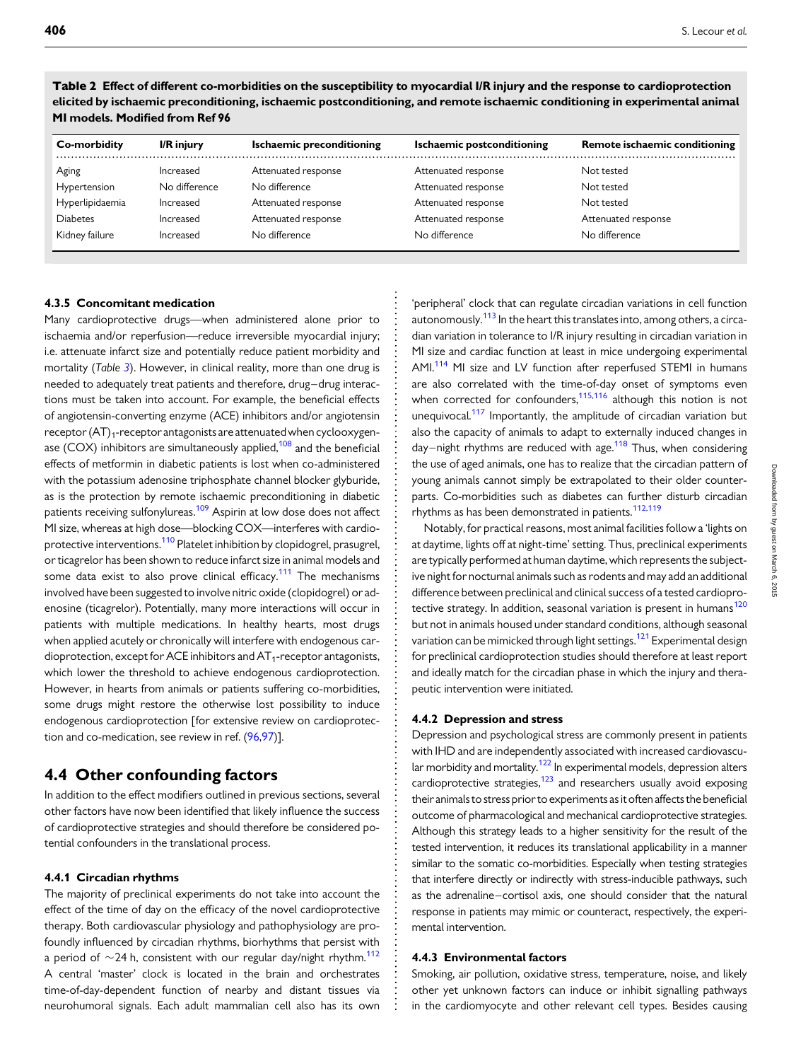**Table 2 Effect of different co-morbidities on the susceptibility to myocardial I/R injury and the response to cardioprotection elicited by ischaemic preconditioning, ischaemic postconditioning, and remote ischaemic conditioning in experimental animal MI models. Modified from Ref 96**

| Co-morbidity | I/R injury | Ischaemic preconditioning | Ischaemic postconditioning | Remote ischaemic conditioning |
|---|---|---|---|---|
| Aging | Increased | Attenuated response | Attenuated response | Not tested |
| Hypertension | No difference | No difference | Attenuated response | Not tested |
| Hyperlipidaemia | Increased | Attenuated response | Attenuated response | Not tested |
| Diabetes | Increased | Attenuated response | Attenuated response | Attenuated response |
| Kidney failure | Increased | No difference | No difference | No difference |

#### 4.3.5 Concomitant medication

Many cardioprotective drugs—when administered alone prior to ischaemia and/or reperfusion—reduce irreversible myocardial injury; i.e. attenuate infarct size and potentially reduce patient morbidity and mortality (*Table 3*). However, in clinical reality, more than one drug is needed to adequately treat patients and therefore, drug–drug interactions must be taken into account. For example, the beneficial effects of angiotensin-converting enzyme (ACE) inhibitors and/or angiotensin receptor $(AT)_1$-receptor antagonists are attenuated when cyclooxygenase (COX) inhibitors are simultaneously applied,[108] and the beneficial effects of metformin in diabetic patients is lost when co-administered with the potassium adenosine triphosphate channel blocker glyburide, as is the protection by remote ischaemic preconditioning in diabetic patients receiving sulfonylureas.[109] Aspirin at low dose does not affect MI size, whereas at high dose—blocking COX—interferes with cardioprotective interventions.[110] Platelet inhibition by clopidogrel, prasugrel, or ticagrelor has been shown to reduce infarct size in animal models and some data exist to also prove clinical efficacy.[111] The mechanisms involved have been suggested to involve nitric oxide (clopidogrel) or adenosine (ticagrelor). Potentially, many more interactions will occur in patients with multiple medications. In healthy hearts, most drugs when applied acutely or chronically will interfere with endogenous cardioprotection, except for ACE inhibitors and $AT_1$-receptor antagonists, which lower the threshold to achieve endogenous cardioprotection. However, in hearts from animals or patients suffering co-morbidities, some drugs might restore the otherwise lost possibility to induce endogenous cardioprotection [for extensive review on cardioprotection and co-medication, see review in ref. (96,97)].

## 4.4 Other confounding factors

In addition to the effect modifiers outlined in previous sections, several other factors have now been identified that likely influence the success of cardioprotective strategies and should therefore be considered potential confounders in the translational process.

#### 4.4.1 Circadian rhythms

The majority of preclinical experiments do not take into account the effect of the time of day on the efficacy of the novel cardioprotective therapy. Both cardiovascular physiology and pathophysiology are profoundly influenced by circadian rhythms, biorhythms that persist with a period of ~24 h, consistent with our regular day/night rhythm.[112] A central 'master' clock is located in the brain and orchestrates time-of-day-dependent function of nearby and distant tissues via neurohumoral signals. Each adult mammalian cell also has its own 'peripheral' clock that can regulate circadian variations in cell function autonomously.[113] In the heart this translates into, among others, a circadian variation in tolerance to I/R injury resulting in circadian variation in MI size and cardiac function at least in mice undergoing experimental AMI.[114] MI size and LV function after reperfused STEMI in humans are also correlated with the time-of-day onset of symptoms even when corrected for confounders,[115,116] although this notion is not unequivocal.[117] Importantly, the amplitude of circadian variation but also the capacity of animals to adapt to externally induced changes in day–night rhythms are reduced with age.[118] Thus, when considering the use of aged animals, one has to realize that the circadian pattern of young animals cannot simply be extrapolated to their older counterparts. Co-morbidities such as diabetes can further disturb circadian rhythms as has been demonstrated in patients.[112,119]

Notably, for practical reasons, most animal facilities follow a 'lights on at daytime, lights off at night-time' setting. Thus, preclinical experiments are typically performed at human daytime, which represents the subjective night for nocturnal animals such as rodents and may add an additional difference between preclinical and clinical success of a tested cardioprotective strategy. In addition, seasonal variation is present in humans[120] but not in animals housed under standard conditions, although seasonal variation can be mimicked through light settings.[121] Experimental design for preclinical cardioprotection studies should therefore at least report and ideally match for the circadian phase in which the injury and therapeutic intervention were initiated.

#### 4.4.2 Depression and stress

Depression and psychological stress are commonly present in patients with IHD and are independently associated with increased cardiovascular morbidity and mortality.[122] In experimental models, depression alters cardioprotective strategies,[123] and researchers usually avoid exposing their animals to stress prior to experiments as it often affects the beneficial outcome of pharmacological and mechanical cardioprotective strategies. Although this strategy leads to a higher sensitivity for the result of the tested intervention, it reduces its translational applicability in a manner similar to the somatic co-morbidities. Especially when testing strategies that interfere directly or indirectly with stress-inducible pathways, such as the adrenaline–cortisol axis, one should consider that the natural response in patients may mimic or counteract, respectively, the experimental intervention.

#### 4.4.3 Environmental factors

Smoking, air pollution, oxidative stress, temperature, noise, and likely other yet unknown factors can induce or inhibit signalling pathways in the cardiomyocyte and other relevant cell types. Besides causing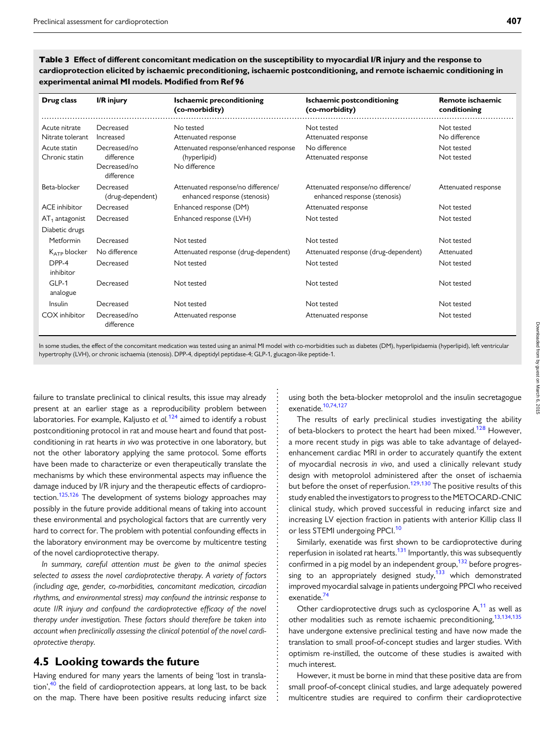**Table 3 Effect of different concomitant medication on the susceptibility to myocardial I/R injury and the response to cardioprotection elicited by ischaemic preconditioning, ischaemic postconditioning, and remote ischaemic conditioning in experimental animal MI models. Modified from Ref 96**

| Drug class | I/R injury | Ischaemic preconditioning (co-morbidity) | Ischaemic postconditioning (co-morbidity) | Remote ischaemic conditioning |
|---|---|---|---|---|
| Acute nitrate | Decreased | No tested | Not tested | Not tested |
| Nitrate tolerant | Increased | Attenuated response | Attenuated response | No difference |
| Acute statin | Decreased/no difference | Attenuated response/enhanced response (hyperlipid) | No difference | Not tested |
| Chronic statin | Decreased/no difference | No difference | Attenuated response | Not tested |
| Beta-blocker | Decreased (drug-dependent) | Attenuated response/no difference/ enhanced response (stenosis) | Attenuated response/no difference/ enhanced response (stenosis) | Attenuated response |
| ACE inhibitor | Decreased | Enhanced response (DM) | Attenuated response | Not tested |
| $AT_1$ antagonist | Decreased | Enhanced response (LVH) | Not tested | Not tested |
| Diabetic drugs | | | | |
| Metformin | Decreased | Not tested | Not tested | Not tested |
| $K_{ATP}$ blocker | No difference | Attenuated response (drug-dependent) | Attenuated response (drug-dependent) | Attenuated |
| DPP-4 inhibitor | Decreased | Not tested | Not tested | Not tested |
| GLP-1 analogue | Decreased | Not tested | Not tested | Not tested |
| Insulin | Decreased | Not tested | Not tested | Not tested |
| COX inhibitor | Decreased/no difference | Attenuated response | Attenuated response | Not tested |

In some studies, the effect of the concomitant medication was tested using an animal MI model with co-morbidities such as diabetes (DM), hyperlipidaemia (hyperlipid), left ventricular hypertrophy (LVH), or chronic ischaemia (stenosis). DPP-4, dipeptidyl peptidase-4; GLP-1, glucagon-like peptide-1.

failure to translate preclinical to clinical results, this issue may already present at an earlier stage as a reproducibility problem between laboratories. For example, Kaljusto *et al.*[124] aimed to identify a robust postconditioning protocol in rat and mouse heart and found that postconditioning in rat hearts *in vivo* was protective in one laboratory, but not the other laboratory applying the same protocol. Some efforts have been made to characterize or even therapeutically translate the mechanisms by which these environmental aspects may influence the damage induced by I/R injury and the therapeutic effects of cardioprotection.[125,126] The development of systems biology approaches may possibly in the future provide additional means of taking into account these environmental and psychological factors that are currently very hard to correct for. The problem with potential confounding effects in the laboratory environment may be overcome by multicentre testing of the novel cardioprotective therapy.

*In summary, careful attention must be given to the animal species selected to assess the novel cardioprotective therapy. A variety of factors (including age, gender, co-morbidities, concomitant medication, circadian rhythms, and environmental stress) may confound the intrinsic response to acute I/R injury and confound the cardioprotective efficacy of the novel therapy under investigation. These factors should therefore be taken into account when preclinically assessing the clinical potential of the novel cardioprotective therapy.*

## 4.5 Looking towards the future

Having endured for many years the laments of being 'lost in translation',[40] the field of cardioprotection appears, at long last, to be back on the map. There have been positive results reducing infarct size using both the beta-blocker metoprolol and the insulin secretagogue exenatide.[10,74,127]

The results of early preclinical studies investigating the ability of beta-blockers to protect the heart had been mixed.[128] However, a more recent study in pigs was able to take advantage of delayed-enhancement cardiac MRI in order to accurately quantify the extent of myocardial necrosis *in vivo*, and used a clinically relevant study design with metoprolol administered after the onset of ischaemia but before the onset of reperfusion.[129,130] The positive results of this study enabled the investigators to progress to the METOCARD-CNIC clinical study, which proved successful in reducing infarct size and increasing LV ejection fraction in patients with anterior Killip class II or less STEMI undergoing PPCI.[10]

Similarly, exenatide was first shown to be cardioprotective during reperfusion in isolated rat hearts.[131] Importantly, this was subsequently confirmed in a pig model by an independent group,[132] before progressing to an appropriately designed study,[133] which demonstrated improved myocardial salvage in patients undergoing PPCI who received exenatide.[74]

Other cardioprotective drugs such as cyclosporine A,[11] as well as other modalities such as remote ischaemic preconditioning,[13,134,135] have undergone extensive preclinical testing and have now made the translation to small proof-of-concept studies and larger studies. With optimism re-instilled, the outcome of these studies is awaited with much interest.

However, it must be borne in mind that these positive data are from small proof-of-concept clinical studies, and large adequately powered multicentre studies are required to confirm their cardioprotective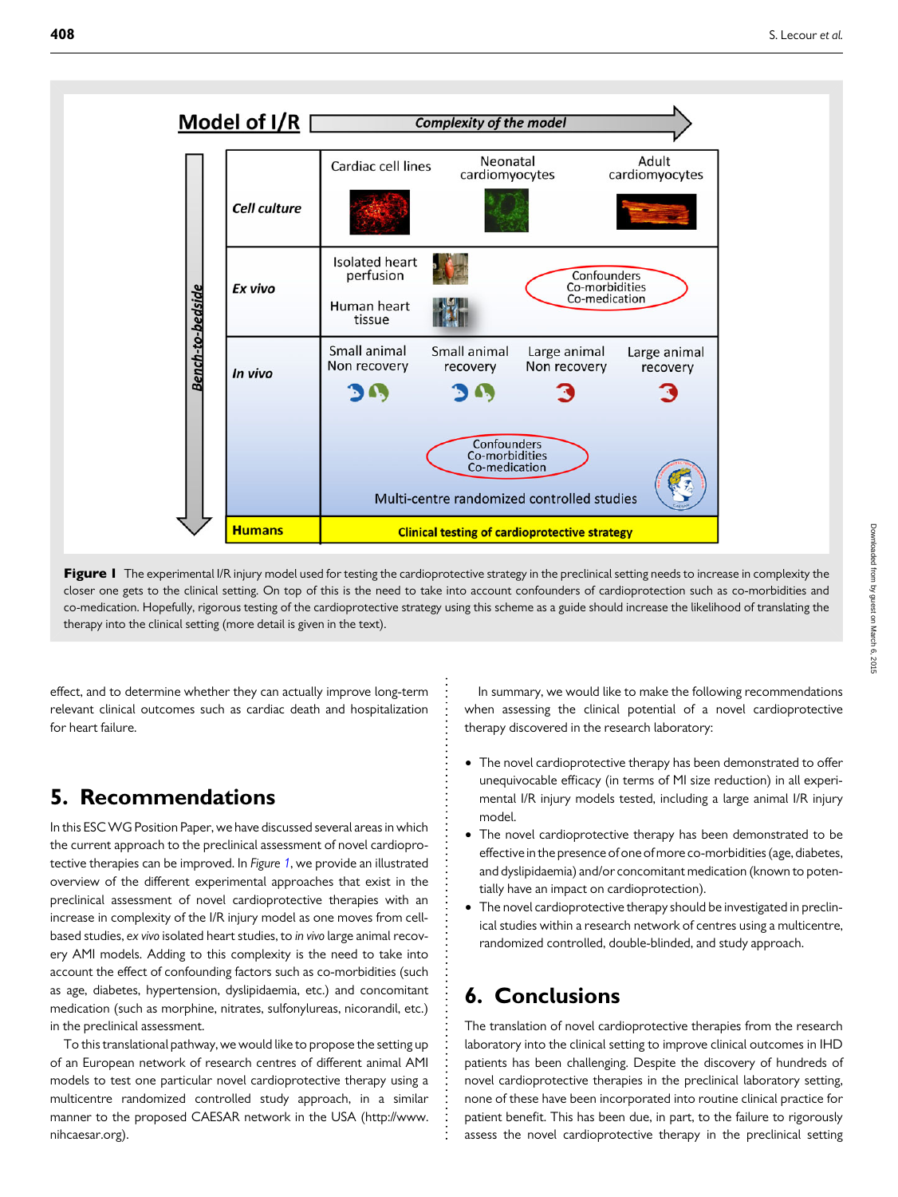**Figure 1** The experimental I/R injury model used for testing the cardioprotective strategy in the preclinical setting needs to increase in complexity the closer one gets to the clinical setting. On top of this is the need to take into account confounders of cardioprotection such as co-morbidities and co-medication. Hopefully, rigorous testing of the cardioprotective strategy using this scheme as a guide should increase the likelihood of translating the therapy into the clinical setting (more detail is given in the text).

effect, and to determine whether they can actually improve long-term relevant clinical outcomes such as cardiac death and hospitalization for heart failure.

## 5. Recommendations

In this ESC WG Position Paper, we have discussed several areas in which the current approach to the preclinical assessment of novel cardioprotective therapies can be improved. In *Figure 1*, we provide an illustrated overview of the different experimental approaches that exist in the preclinical assessment of novel cardioprotective therapies with an increase in complexity of the I/R injury model as one moves from cell-based studies, *ex vivo* isolated heart studies, to *in vivo* large animal recovery AMI models. Adding to this complexity is the need to take into account the effect of confounding factors such as co-morbidities (such as age, diabetes, hypertension, dyslipidaemia, etc.) and concomitant medication (such as morphine, nitrates, sulfonylureas, nicorandil, etc.) in the preclinical assessment.

To this translational pathway, we would like to propose the setting up of an European network of research centres of different animal AMI models to test one particular novel cardioprotective therapy using a multicentre randomized controlled study approach, in a similar manner to the proposed CAESAR network in the USA (http://www.nihcaesar.org).

In summary, we would like to make the following recommendations when assessing the clinical potential of a novel cardioprotective therapy discovered in the research laboratory:

- The novel cardioprotective therapy has been demonstrated to offer unequivocable efficacy (in terms of MI size reduction) in all experimental I/R injury models tested, including a large animal I/R injury model.
- The novel cardioprotective therapy has been demonstrated to be effective in the presence of one of more co-morbidities (age, diabetes, and dyslipidaemia) and/or concomitant medication (known to potentially have an impact on cardioprotection).
- The novel cardioprotective therapy should be investigated in preclinical studies within a research network of centres using a multicentre, randomized controlled, double-blinded, and study approach.

## 6. Conclusions

The translation of novel cardioprotective therapies from the research laboratory into the clinical setting to improve clinical outcomes in IHD patients has been challenging. Despite the discovery of hundreds of novel cardioprotective therapies in the preclinical laboratory setting, none of these have been incorporated into routine clinical practice for patient benefit. This has been due, in part, to the failure to rigorously assess the novel cardioprotective therapy in the preclinical setting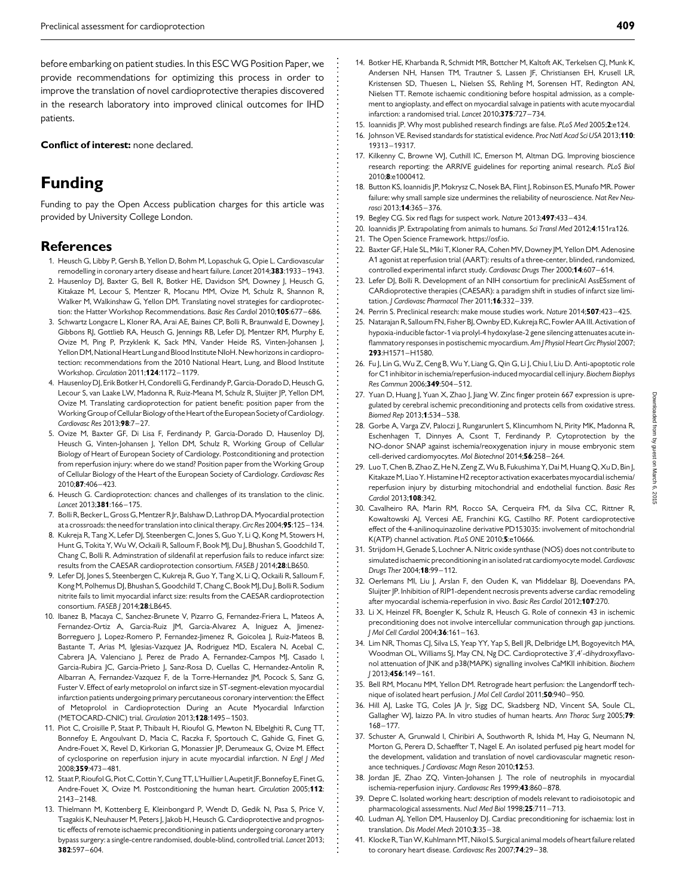before embarking on patient studies. In this ESC WG Position Paper, we provide recommendations for optimizing this process in order to improve the translation of novel cardioprotective therapies discovered in the research laboratory into improved clinical outcomes for IHD patients.

**Conflict of interest:** none declared.

# Funding

Funding to pay the Open Access publication charges for this article was provided by University College London.

## References

1. Heusch G, Libby P, Gersh B, Yellon D, Bohm M, Lopaschuk G, Opie L. Cardiovascular remodelling in coronary artery disease and heart failure. *Lancet* 2014;**383**:1933–1943.
2. Hausenloy DJ, Baxter G, Bell R, Botker HE, Davidson SM, Downey J, Heusch G, Kitakaze M, Lecour S, Mentzer R, Mocanu MM, Ovize M, Schulz R, Shannon R, Walker M, Walkinshaw G, Yellon DM. Translating novel strategies for cardioprotection: the Hatter Workshop Recommendations. *Basic Res Cardiol* 2010;**105**:677–686.
3. Schwartz Longacre L, Kloner RA, Arai AE, Baines CP, Bolli R, Braunwald E, Downey J, Gibbons RJ, Gottlieb RA, Heusch G, Jennings RB, Lefer DJ, Mentzer RM, Murphy E, Ovize M, Ping P, Przyklenk K, Sack MN, Vander Heide RS, Vinten-Johansen J, Yellon DM, National Heart Lung and Blood Institute NIoH. New horizons in cardioprotection: recommendations from the 2010 National Heart, Lung, and Blood Institute Workshop. *Circulation* 2011;**124**:1172–1179.
4. Hausenloy DJ, Erik Botker H, Condorelli G, Ferdinandy P, Garcia-Dorado D, Heusch G, Lecour S, van Laake LW, Madonna R, Ruiz-Meana M, Schulz R, Sluijter JP, Yellon DM, Ovize M. Translating cardioprotection for patient benefit: position paper from the Working Group of Cellular Biology of the Heart of the European Society of Cardiology. *Cardiovasc Res* 2013;**98**:7–27.
5. Ovize M, Baxter GF, Di Lisa F, Ferdinandy P, Garcia-Dorado D, Hausenloy DJ, Heusch G, Vinten-Johansen J, Yellon DM, Schulz R, Working Group of Cellular Biology of Heart of European Society of Cardiology. Postconditioning and protection from reperfusion injury: where do we stand? Position paper from the Working Group of Cellular Biology of the Heart of the European Society of Cardiology. *Cardiovasc Res* 2010;**87**:406–423.
6. Heusch G. Cardioprotection: chances and challenges of its translation to the clinic. *Lancet* 2013;**381**:166–175.
7. Bolli R, Becker L, Gross G, Mentzer R Jr, Balshaw D, Lathrop DA. Myocardial protection at a crossroads: the need for translation into clinical therapy. *Circ Res* 2004;**95**:125–134.
8. Kukreja R, Tang X, Lefer DJ, Steenbergen C, Jones S, Guo Y, Li Q, Kong M, Stowers H, Hunt G, Tokita Y, Wu W, Ockaili R, Salloum F, Book MJ, Du J, Bhushan S, Goodchild T, Chang C, Bolli R. Adminstration of sildenafil at reperfusion fails to reduce infarct size: results from the CAESAR cardioprotection consortium. *FASEB J* 2014;**28**:LB650.
9. Lefer DJ, Jones S, Steenbergen C, Kukreja R, Guo Y, Tang X, Li Q, Ockaili R, Salloum F, Kong M, Polhemus DJ, Bhushan S, Goodchild T, Chang C, Book MJ, Du J, Bolli R. Sodium nitrite fails to limit myocardial infarct size: results from the CAESAR cardioprotection consortium. *FASEB J* 2014;**28**:LB645.
10. Ibanez B, Macaya C, Sanchez-Brunete V, Pizarro G, Fernandez-Friera L, Mateos A, Fernandez-Ortiz A, Garcia-Ruiz JM, Garcia-Alvarez A, Iniguez A, Jimenez-Borreguero J, Lopez-Romero P, Fernandez-Jimenez R, Goicolea J, Ruiz-Mateos B, Bastante T, Arias M, Iglesias-Vazquez JA, Rodriguez MD, Escalera N, Acebal C, Cabrera JA, Valenciano J, Perez de Prado A, Fernandez-Campos MJ, Casado I, Garcia-Rubira JC, Garcia-Prieto J, Sanz-Rosa D, Cuellas C, Hernandez-Antolin R, Albarran A, Fernandez-Vazquez F, de la Torre-Hernandez JM, Pocock S, Sanz G, Fuster V. Effect of early metoprolol on infarct size in ST-segment-elevation myocardial infarction patients undergoing primary percutaneous coronary intervention: the Effect of Metoprolol in Cardioprotection During an Acute Myocardial Infarction (METOCARD-CNIC) trial. *Circulation* 2013;**128**:1495–1503.
11. Piot C, Croisille P, Staat P, Thibault H, Rioufol G, Mewton N, Elbelghiti R, Cung TT, Bonnefoy E, Angoulvant D, Macia C, Raczka F, Sportouch C, Gahide G, Finet G, Andre-Fouet X, Revel D, Kirkorian G, Monassier JP, Derumeaux G, Ovize M. Effect of cyclosporine on reperfusion injury in acute myocardial infarction. *N Engl J Med* 2008;**359**:473–481.
12. Staat P, Rioufol G, Piot C, Cottin Y, Cung TT, L'Huillier I, Aupetit JF, Bonnefoy E, Finet G, Andre-Fouet X, Ovize M. Postconditioning the human heart. *Circulation* 2005;**112**:2143–2148.
13. Thielmann M, Kottenberg E, Kleinbongard P, Wendt D, Gedik N, Pasa S, Price V, Tsagakis K, Neuhauser M, Peters J, Jakob H, Heusch G. Cardioprotective and prognostic effects of remote ischaemic preconditioning in patients undergoing coronary artery bypass surgery: a single-centre randomised, double-blind, controlled trial. *Lancet* 2013;**382**:597–604.
14. Botker HE, Kharbanda R, Schmidt MR, Bottcher M, Kaltoft AK, Terkelsen CJ, Munk K, Andersen NH, Hansen TM, Trautner S, Lassen JF, Christiansen EH, Krusell LR, Kristensen SD, Thuesen L, Nielsen SS, Rehling M, Sorensen HT, Redington AN, Nielsen TT. Remote ischaemic conditioning before hospital admission, as a complement to angioplasty, and effect on myocardial salvage in patients with acute myocardial infarction: a randomised trial. *Lancet* 2010;**375**:727–734.
15. Ioannidis JP. Why most published research findings are false. *PLoS Med* 2005;**2**:e124.
16. Johnson VE. Revised standards for statistical evidence. *Proc Natl Acad Sci USA* 2013;**110**:19313–19317.
17. Kilkenny C, Browne WJ, Cuthill IC, Emerson M, Altman DG. Improving bioscience research reporting: the ARRIVE guidelines for reporting animal research. *PLoS Biol* 2010;**8**:e1000412.
18. Button KS, Ioannidis JP, Mokrysz C, Nosek BA, Flint J, Robinson ES, Munafo MR. Power failure: why small sample size undermines the reliability of neuroscience. *Nat Rev Neurosci* 2013;**14**:365–376.
19. Begley CG. Six red flags for suspect work. *Nature* 2013;**497**:433–434.
20. Ioannidis JP. Extrapolating from animals to humans. *Sci Transl Med* 2012;**4**:151ra126.
21. The Open Science Framework. https://osf.io.
22. Baxter GF, Hale SL, Miki T, Kloner RA, Cohen MV, Downey JM, Yellon DM. Adenosine A1 agonist at reperfusion trial (AART): results of a three-center, blinded, randomized, controlled experimental infarct study. *Cardiovasc Drugs Ther* 2000;**14**:607–614.
23. Lefer DJ, Bolli R. Development of an NIH consortium for preclinicAl AssESsment of CARdioprotective therapies (CAESAR): a paradigm shift in studies of infarct size limitation. *J Cardiovasc Pharmacol Ther* 2011;**16**:332–339.
24. Perrin S. Preclinical research: make mouse studies work. *Nature* 2014;**507**:423–425.
25. Natarajan R, Salloum FN, Fisher BJ, Ownby ED, Kukreja RC, Fowler AA III. Activation of hypoxia-inducible factor-1 via prolyl-4 hydoxylase-2 gene silencing attenuates acute inflammatory responses in postischemic myocardium. *Am J Physiol Heart Circ Physiol* 2007;**293**:H1571–H1580.
26. Fu J, Lin G, Wu Z, Ceng B, Wu Y, Liang G, Qin G, Li J, Chiu I, Liu D. Anti-apoptotic role for C1 inhibitor in ischemia/reperfusion-induced myocardial cell injury. *Biochem Biophys Res Commun* 2006;**349**:504–512.
27. Yuan D, Huang J, Yuan X, Zhao J, Jiang W. Zinc finger protein 667 expression is upregulated by cerebral ischemic preconditioning and protects cells from oxidative stress. *Biomed Rep* 2013;**1**:534–538.
28. Gorbe A, Varga ZV, Paloczi J, Rungarunlert S, Klincumhom N, Pirity MK, Madonna R, Eschenhagen T, Dinnyes A, Csont T, Ferdinandy P. Cytoprotection by the NO-donor SNAP against ischemia/reoxygenation injury in mouse embryonic stem cell-derived cardiomyocytes. *Mol Biotechnol* 2014;**56**:258–264.
29. Luo T, Chen B, Zhao Z, He N, Zeng Z, Wu B, Fukushima Y, Dai M, Huang Q, Xu D, Bin J, Kitakaze M, Liao Y. Histamine H2 receptor activation exacerbates myocardial ischemia/reperfusion injury by disturbing mitochondrial and endothelial function. *Basic Res Cardiol* 2013;**108**:342.
30. Cavalheiro RA, Marin RM, Rocco SA, Cerqueira FM, da Silva CC, Rittner R, Kowaltowski AJ, Vercesi AE, Franchini KG, Castilho RF. Potent cardioprotective effect of the 4-anilinoquinazoline derivative PD153035: involvement of mitochondrial K(ATP) channel activation. *PLoS ONE* 2010;**5**:e10666.
31. Strijdom H, Genade S, Lochner A. Nitric oxide synthase (NOS) does not contribute to simulated ischaemic preconditioning in an isolated rat cardiomyocyte model. *Cardiovasc Drugs Ther* 2004;**18**:99–112.
32. Oerlemans MI, Liu J, Arslan F, den Ouden K, van Middelaar BJ, Doevendans PA, Sluijter JP. Inhibition of RIP1-dependent necrosis prevents adverse cardiac remodeling after myocardial ischemia-reperfusion in vivo. *Basic Res Cardiol* 2012;**107**:270.
33. Li X, Heinzel FR, Boengler K, Schulz R, Heusch G. Role of connexin 43 in ischemic preconditioning does not involve intercellular communication through gap junctions. *J Mol Cell Cardiol* 2004;**36**:161–163.
34. Lim NR, Thomas CJ, Silva LS, Yeap YY, Yap S, Bell JR, Delbridge LM, Bogoyevitch MA, Woodman OL, Williams SJ, May CN, Ng DC. Cardioprotective 3′,4′-dihydroxyflavonol attenuation of JNK and p38(MAPK) signalling involves CaMKII inhibition. *Biochem J* 2013;**456**:149–161.
35. Bell RM, Mocanu MM, Yellon DM. Retrograde heart perfusion: the Langendorff technique of isolated heart perfusion. *J Mol Cell Cardiol* 2011;**50**:940–950.
36. Hill AJ, Laske TG, Coles JA Jr, Sigg DC, Skadsberg ND, Vincent SA, Soule CL, Gallagher WJ, Iaizzo PA. In vitro studies of human hearts. *Ann Thorac Surg* 2005;**79**:168–177.
37. Schuster A, Grunwald I, Chiribiri A, Southworth R, Ishida M, Hay G, Neumann N, Morton G, Perera D, Schaeffter T, Nagel E. An isolated perfused pig heart model for the development, validation and translation of novel cardiovascular magnetic resonance techniques. *J Cardiovasc Magn Reson* 2010;**12**:53.
38. Jordan JE, Zhao ZQ, Vinten-Johansen J. The role of neutrophils in myocardial ischemia-reperfusion injury. *Cardiovasc Res* 1999;**43**:860–878.
39. Depre C. Isolated working heart: description of models relevant to radioisotopic and pharmacological assessments. *Nucl Med Biol* 1998;**25**:711–713.
40. Ludman AJ, Yellon DM, Hausenloy DJ. Cardiac preconditioning for ischaemia: lost in translation. *Dis Model Mech* 2010;**3**:35–38.
41. Klocke R, Tian W, Kuhlmann MT, Nikol S. Surgical animal models of heart failure related to coronary heart disease. *Cardiovasc Res* 2007;**74**:29–38.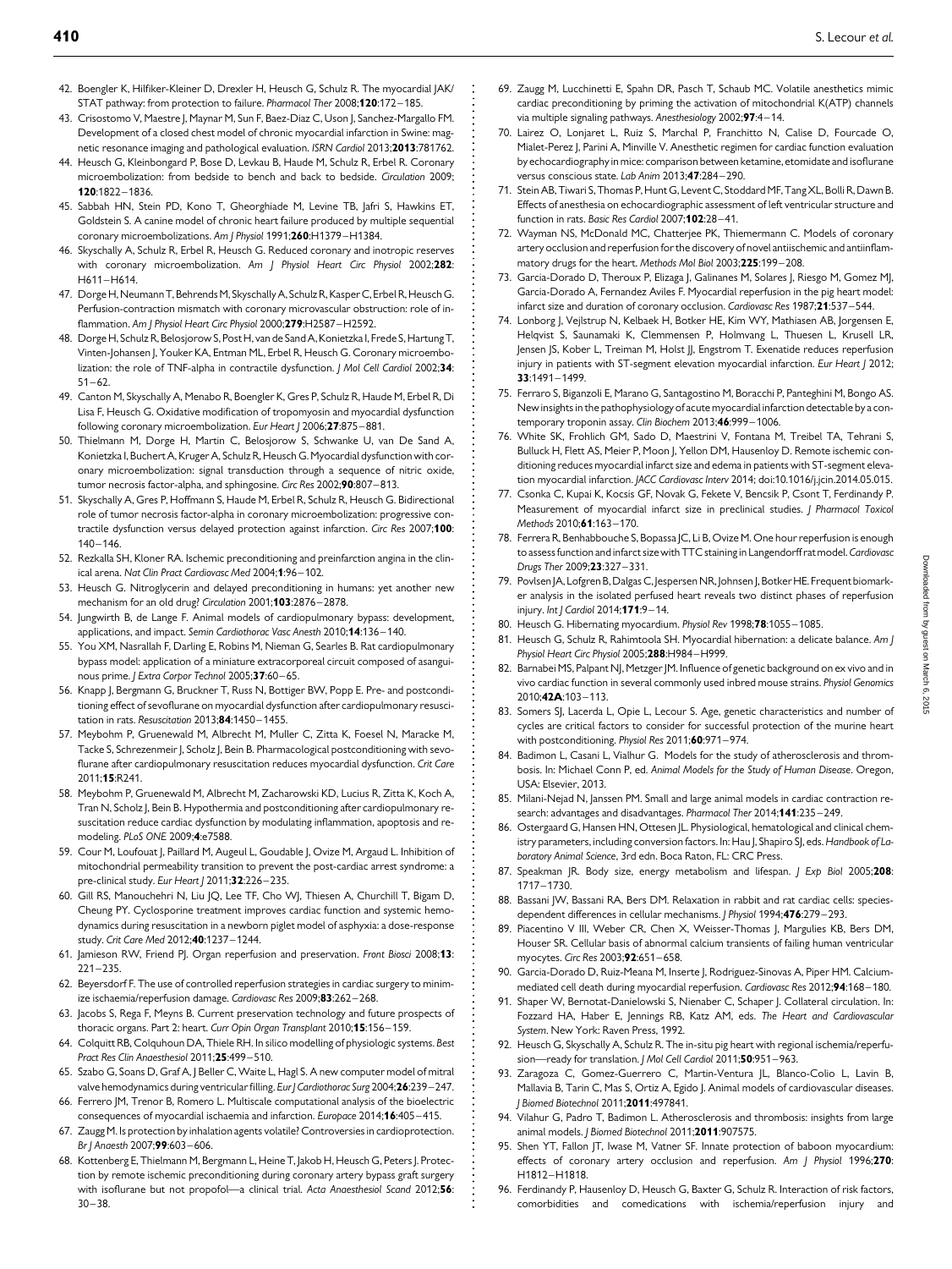42. Boengler K, Hilfiker-Kleiner D, Drexler H, Heusch G, Schulz R. The myocardial JAK/STAT pathway: from protection to failure. *Pharmacol Ther* 2008;**120**:172–185.
43. Crisostomo V, Maestre J, Maynar M, Sun F, Baez-Diaz C, Uson J, Sanchez-Margallo FM. Development of a closed chest model of chronic myocardial infarction in Swine: magnetic resonance imaging and pathological evaluation. *ISRN Cardiol* 2013;**2013**:781762.
44. Heusch G, Kleinbongard P, Bose D, Levkau B, Haude M, Schulz R, Erbel R. Coronary microembolization: from bedside to bench and back to bedside. *Circulation* 2009; **120**:1822–1836.
45. Sabbah HN, Stein PD, Kono T, Gheorghiade M, Levine TB, Jafri S, Hawkins ET, Goldstein S. A canine model of chronic heart failure produced by multiple sequential coronary microembolizations. *Am J Physiol* 1991;**260**:H1379–H1384.
46. Skyschally A, Schulz R, Erbel R, Heusch G. Reduced coronary and inotropic reserves with coronary microembolization. *Am J Physiol Heart Circ Physiol* 2002;**282**: H611–H614.
47. Dorge H, Neumann T, Behrends M, Skyschally A, Schulz R, Kasper C, Erbel R, Heusch G. Perfusion-contraction mismatch with coronary microvascular obstruction: role of inflammation. *Am J Physiol Heart Circ Physiol* 2000;**279**:H2587–H2592.
48. Dorge H, Schulz R, Belosjorow S, Post H, van de Sand A, Konietzka I, Frede S, Hartung T, Vinten-Johansen J, Youker KA, Entman ML, Erbel R, Heusch G. Coronary microembolization: the role of TNF-alpha in contractile dysfunction. *J Mol Cell Cardiol* 2002;**34**: 51–62.
49. Canton M, Skyschally A, Menabo R, Boengler K, Gres P, Schulz R, Haude M, Erbel R, Di Lisa F, Heusch G. Oxidative modification of tropomyosin and myocardial dysfunction following coronary microembolization. *Eur Heart J* 2006;**27**:875–881.
50. Thielmann M, Dorge H, Martin C, Belosjorow S, Schwanke U, van De Sand A, Konietzka I, Buchert A, Kruger A, Schulz R, Heusch G. Myocardial dysfunction with coronary microembolization: signal transduction through a sequence of nitric oxide, tumor necrosis factor-alpha, and sphingosine. *Circ Res* 2002;**90**:807–813.
51. Skyschally A, Gres P, Hoffmann S, Haude M, Erbel R, Schulz R, Heusch G. Bidirectional role of tumor necrosis factor-alpha in coronary microembolization: progressive contractile dysfunction versus delayed protection against infarction. *Circ Res* 2007;**100**: 140–146.
52. Rezkalla SH, Kloner RA. Ischemic preconditioning and preinfarction angina in the clinical arena. *Nat Clin Pract Cardiovasc Med* 2004;**1**:96–102.
53. Heusch G. Nitroglycerin and delayed preconditioning in humans: yet another new mechanism for an old drug? *Circulation* 2001;**103**:2876–2878.
54. Jungwirth B, de Lange F. Animal models of cardiopulmonary bypass: development, applications, and impact. *Semin Cardiothorac Vasc Anesth* 2010;**14**:136–140.
55. You XM, Nasrallah F, Darling E, Robins M, Nieman G, Searles B. Rat cardiopulmonary bypass model: application of a miniature extracorporeal circuit composed of asanguinous prime. *J Extra Corpor Technol* 2005;**37**:60–65.
56. Knapp J, Bergmann G, Bruckner T, Russ N, Bottiger BW, Popp E. Pre- and postconditioning effect of sevoflurane on myocardial dysfunction after cardiopulmonary resuscitation in rats. *Resuscitation* 2013;**84**:1450–1455.
57. Meybohm P, Gruenewald M, Albrecht M, Muller C, Zitta K, Foesel N, Maracke M, Tacke S, Schrezenmeir J, Scholz J, Bein B. Pharmacological postconditioning with sevoflurane after cardiopulmonary resuscitation reduces myocardial dysfunction. *Crit Care* 2011;**15**:R241.
58. Meybohm P, Gruenewald M, Albrecht M, Zacharowski KD, Lucius R, Zitta K, Koch A, Tran N, Scholz J, Bein B. Hypothermia and postconditioning after cardiopulmonary resuscitation reduce cardiac dysfunction by modulating inflammation, apoptosis and remodeling. *PLoS ONE* 2009;**4**:e7588.
59. Cour M, Loufouat J, Paillard M, Augeul L, Goudable J, Ovize M, Argaud L. Inhibition of mitochondrial permeability transition to prevent the post-cardiac arrest syndrome: a pre-clinical study. *Eur Heart J* 2011;**32**:226–235.
60. Gill RS, Manouchehri N, Liu JQ, Lee TF, Cho WJ, Thiesen A, Churchill T, Bigam D, Cheung PY. Cyclosporine treatment improves cardiac function and systemic hemodynamics during resuscitation in a newborn piglet model of asphyxia: a dose-response study. *Crit Care Med* 2012;**40**:1237–1244.
61. Jamieson RW, Friend PJ. Organ reperfusion and preservation. *Front Biosci* 2008;**13**: 221–235.
62. Beyersdorf F. The use of controlled reperfusion strategies in cardiac surgery to minimize ischaemia/reperfusion damage. *Cardiovasc Res* 2009;**83**:262–268.
63. Jacobs S, Rega F, Meyns B. Current preservation technology and future prospects of thoracic organs. Part 2: heart. *Curr Opin Organ Transplant* 2010;**15**:156–159.
64. Colquitt RB, Colquhoun DA, Thiele RH. In silico modelling of physiologic systems. *Best Pract Res Clin Anaesthesiol* 2011;**25**:499–510.
65. Szabo G, Soans D, Graf A, J Beller C, Waite L, Hagl S. A new computer model of mitral valve hemodynamics during ventricular filling. *Eur J Cardiothorac Surg* 2004;**26**:239–247.
66. Ferrero JM, Trenor B, Romero L. Multiscale computational analysis of the bioelectric consequences of myocardial ischaemia and infarction. *Europace* 2014;**16**:405–415.
67. Zaugg M. Is protection by inhalation agents volatile? Controversies in cardioprotection. *Br J Anaesth* 2007;**99**:603–606.
68. Kottenberg E, Thielmann M, Bergmann L, Heine T, Jakob H, Heusch G, Peters J. Protection by remote ischemic preconditioning during coronary artery bypass graft surgery with isoflurane but not propofol—a clinical trial. *Acta Anaesthesiol Scand* 2012;**56**: 30–38.
69. Zaugg M, Lucchinetti E, Spahn DR, Pasch T, Schaub MC. Volatile anesthetics mimic cardiac preconditioning by priming the activation of mitochondrial K(ATP) channels via multiple signaling pathways. *Anesthesiology* 2002;**97**:4–14.
70. Lairez O, Lonjaret L, Ruiz S, Marchal P, Franchitto N, Calise D, Fourcade O, Mialet-Perez J, Parini A, Minville V. Anesthetic regimen for cardiac function evaluation by echocardiography in mice: comparison between ketamine, etomidate and isoflurane versus costsic state. *Lab Anim* 2013;**47**:284–290.
71. Stein AB, Tiwari S, Thomas P, Hunt G, Levent C, Stoddard MF, Tang XL, Bolli R, Dawn B. Effects of anesthesia on echocardiographic assessment of left ventricular structure and function in rats. *Basic Res Cardiol* 2007;**102**:28–41.
72. Wayman NS, McDonald MC, Chatterjee PK, Thiemermann C. Models of coronary artery occlusion and reperfusion for the discovery of novel antiischemic and antiinflammatory drugs for the heart. *Methods Mol Biol* 2003;**225**:199–208.
73. Garcia-Dorado D, Theroux P, Elizaga J, Galinanes M, Solares J, Riesgo M, Gomez MJ, Garcia-Dorado A, Fernandez Aviles F. Myocardial reperfusion in the pig heart model: infarct size and duration of coronary occlusion. *Cardiovasc Res* 1987;**21**:537–544.
74. Lonborg J, Vejlstrup N, Kelbaek H, Botker HE, Kim WY, Mathiasen AB, Jorgensen E, Helqvist S, Saunamaki K, Clemmensen P, Holmvang L, Thuesen L, Krusell LR, Jensen JS, Kober L, Treiman M, Holst JJ, Engstrom T. Exenatide reduces reperfusion injury in patients with ST-segment elevation myocardial infarction. *Eur Heart J* 2012; **33**:1491–1499.
75. Ferraro S, Biganzoli E, Marano G, Santagostino M, Boracchi P, Panteghini M, Bongo AS. New insights in the pathophysiology of acute myocardial infarction detectable by a contemporary troponin assay. *Clin Biochem* 2013;**46**:999–1006.
76. White SK, Frohlich GM, Sado D, Maestrini V, Fontana M, Treibel TA, Tehrani S, Bulluck H, Flett AS, Meier P, Moon J, Yellon DM, Hausenloy D. Remote ischemic conditioning reduces myocardial infarct size and edema in patients with ST-segment elevation myocardial infarction. *JACC Cardiovasc Interv* 2014; doi:10.1016/j.jcin.2014.05.015.
77. Csonka C, Kupai K, Kocsis GF, Novak G, Fekete V, Bencsik P, Csont T, Ferdinandy P. Measurement of myocardial infarct size in preclinical studies. *J Pharmacol Toxicol Methods* 2010;**61**:163–170.
78. Ferrera R, Benhabbouche S, Bopassa JC, Li B, Ovize M. One hour reperfusion is enough to assess function and infarct size with TTC staining in Langendorff rat model. *Cardiovasc Drugs Ther* 2009;**23**:327–331.
79. Povlsen JA, Lofgren B, Dalgas C, Jespersen NR, Johnsen J, Botker HE. Frequent biomarker analysis in the isolated perfused heart reveals two distinct phases of reperfusion injury. *Int J Cardiol* 2014;**171**:9–14.
80. Heusch G. Hibernating myocardium. *Physiol Rev* 1998;**78**:1055–1085.
81. Heusch G, Schulz R, Rahimtoola SH. Myocardial hibernation: a delicate balance. *Am J Physiol Heart Circ Physiol* 2005;**288**:H984–H999.
82. Barnabei MS, Palpant NJ, Metzger JM. Influence of genetic background on ex vivo and in vivo cardiac function in several commonly used inbred mouse strains. *Physiol Genomics* 2010;**42A**:103–113.
83. Somers SJ, Lacerda L, Opie L, Lecour S. Age, genetic characteristics and number of cycles are critical factors to consider for successful protection of the murine heart with postconditioning. *Physiol Res* 2011;**60**:971–974.
84. Badimon L, Casani L, Vialhur G. Models for the study of atherosclerosis and thrombosis. In: Michael Conn P, ed. *Animal Models for the Study of Human Disease*. Oregon, USA: Elsevier, 2013.
85. Milani-Nejad N, Janssen PM. Small and large animal models in cardiac contraction research: advantages and disadvantages. *Pharmacol Ther* 2014;**141**:235–249.
86. Ostergaard G, Hansen HN, Ottesen JL. Physiological, hematological and clinical chemistry parameters, including conversion factors. In: Hau J, Shapiro SJ, eds. *Handbook of Laboratory Animal Science*, 3rd edn. Boca Raton, FL: CRC Press.
87. Speakman JR. Body size, energy metabolism and lifespan. *J Exp Biol* 2005;**208**: 1717–1730.
88. Bassani JW, Bassani RA, Bers DM. Relaxation in rabbit and rat cardiac cells: species-dependent differences in cellular mechanisms. *J Physiol* 1994;**476**:279–293.
89. Piacentino V III, Weber CR, Chen X, Weisser-Thomas J, Margulies KB, Bers DM, Houser SR. Cellular basis of abnormal calcium transients of failing human ventricular myocytes. *Circ Res* 2003;**92**:651–658.
90. Garcia-Dorado D, Ruiz-Meana M, Inserte J, Rodriguez-Sinovas A, Piper HM. Calcium-mediated cell death during myocardial reperfusion. *Cardiovasc Res* 2012;**94**:168–180.
91. Shaper W, Bernotat-Danielowski S, Nienaber C, Schaper J. Collateral circulation. In: Fozzard HA, Haber E, Jennings RB, Katz AM, eds. *The Heart and Cardiovascular System*. New York: Raven Press, 1992.
92. Heusch G, Skyschally A, Schulz R. The in-situ pig heart with regional ischemia/reperfusion—ready for translation. *J Mol Cell Cardiol* 2011;**50**:951–963.
93. Zaragoza C, Gomez-Guerrero C, Martin-Ventura JL, Blanco-Colio L, Lavin B, Mallavia B, Tarin C, Mas S, Ortiz A, Egido J. Animal models of cardiovascular diseases. *J Biomed Biotechnol* 2011;**2011**:497841.
94. Vilahur G, Padro T, Badimon L. Atherosclerosis and thrombosis: insights from large animal models. *J Biomed Biotechnol* 2011;**2011**:907575.
95. Shen YT, Fallon JT, Iwase M, Vatner SF. Innate protection of baboon myocardium: effects of coronary artery occlusion and reperfusion. *Am J Physiol* 1996;**270**: H1812–H1818.
96. Ferdinandy P, Hausenloy D, Heusch G, Baxter G, Schulz R. Interaction of risk factors, comorbidities and comedications with ischemia/reperfusion injury and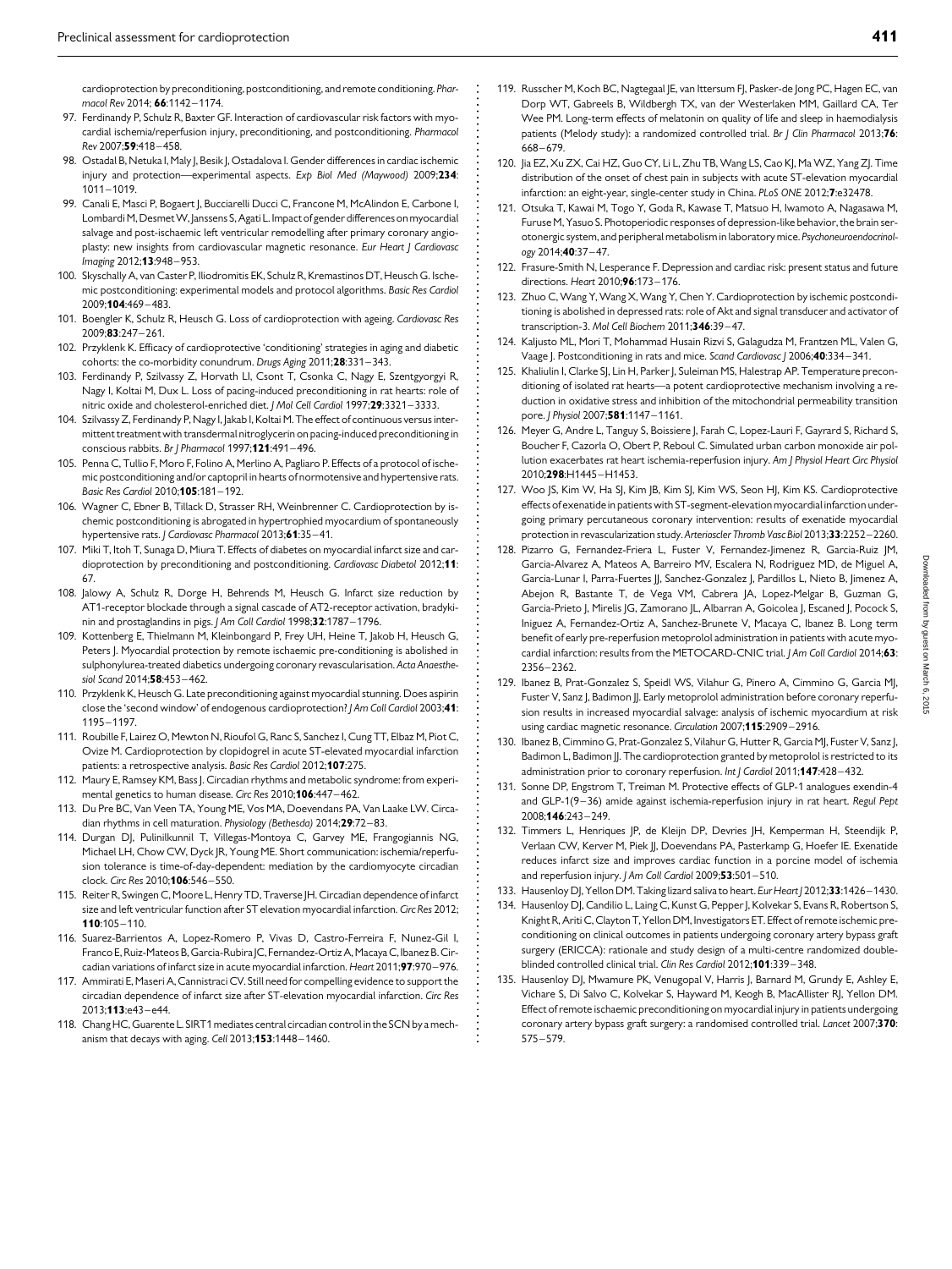cardioprotection by preconditioning, postconditioning, and remote conditioning. *Pharmacol Rev* 2014; **66**:1142–1174.

97. Ferdinandy P, Schulz R, Baxter GF. Interaction of cardiovascular risk factors with myocardial ischemia/reperfusion injury, preconditioning, and postconditioning. *Pharmacol Rev* 2007;**59**:418–458.
98. Ostadal B, Netuka I, Maly J, Besik J, Ostadalova I. Gender differences in cardiac ischemic injury and protection—experimental aspects. *Exp Biol Med (Maywood)* 2009;**234**: 1011–1019.
99. Canali E, Masci P, Bogaert J, Bucciarelli Ducci C, Francone M, McAlindon E, Carbone I, Lombardi M, Desmet W, Janssens S, Agati L. Impact of gender differences on myocardial salvage and post-ischaemic left ventricular remodelling after primary coronary angioplasty: new insights from cardiovascular magnetic resonance. *Eur Heart J Cardiovasc Imaging* 2012;**13**:948–953.
100. Skyschally A, van Caster P, Iliodromitis EK, Schulz R, Kremastinos DT, Heusch G. Ischemic postconditioning: experimental models and protocol algorithms. *Basic Res Cardiol* 2009;**104**:469–483.
101. Boengler K, Schulz R, Heusch G. Loss of cardioprotection with ageing. *Cardiovasc Res* 2009;**83**:247–261.
102. Przyklenk K. Efficacy of cardioprotective 'conditioning' strategies in aging and diabetic cohorts: the co-morbidity conundrum. *Drugs Aging* 2011;**28**:331–343.
103. Ferdinandy P, Szilvassy Z, Horvath LI, Csont T, Csonka C, Nagy E, Szentgyorgyi R, Nagy I, Koltai M, Dux L. Loss of pacing-induced preconditioning in rat hearts: role of nitric oxide and cholesterol-enriched diet. *J Mol Cell Cardiol* 1997;**29**:3321–3333.
104. Szilvassy Z, Ferdinandy P, Nagy I, Jakab I, Koltai M. The effect of continuous versus intermittent treatment with transdermal nitroglycerin on pacing-induced preconditioning in conscious rabbits. *Br J Pharmacol* 1997;**121**:491–496.
105. Penna C, Tullio F, Moro F, Folino A, Merlino A, Pagliaro P. Effects of a protocol of ischemic postconditioning and/or captopril in hearts of normotensive and hypertensive rats. *Basic Res Cardiol* 2010;**105**:181–192.
106. Wagner C, Ebner B, Tillack D, Strasser RH, Weinbrenner C. Cardioprotection by ischemic postconditioning is abrogated in hypertrophied myocardium of spontaneously hypertensive rats. *J Cardiovasc Pharmacol* 2013;**61**:35–41.
107. Miki T, Itoh T, Sunaga D, Miura T. Effects of diabetes on myocardial infarct size and cardioprotection by preconditioning and postconditioning. *Cardiovasc Diabetol* 2012;**11**: 67.
108. Jalowy A, Schulz R, Dorge H, Behrends M, Heusch G. Infarct size reduction by AT1-receptor blockade through a signal cascade of AT2-receptor activation, bradykinin and prostaglandins in pigs. *J Am Coll Cardiol* 1998;**32**:1787–1796.
109. Kottenberg E, Thielmann M, Kleinbongard P, Frey UH, Heine T, Jakob H, Heusch G, Peters J. Myocardial protection by remote ischaemic pre-conditioning is abolished in sulphonylurea-treated diabetics undergoing coronary revascularisation. *Acta Anaesthesiol Scand* 2014;**58**:453–462.
110. Przyklenk K, Heusch G. Late preconditioning against myocardial stunning. Does aspirin close the 'second window' of endogenous cardioprotection? *J Am Coll Cardiol* 2003;**41**: 1195–1197.
111. Roubille F, Lairez O, Mewton N, Rioufol G, Ranc S, Sanchez I, Cung TT, Elbaz M, Piot C, Ovize M. Cardioprotection by clopidogrel in acute ST-elevated myocardial infarction patients: a retrospective analysis. *Basic Res Cardiol* 2012;**107**:275.
112. Maury E, Ramsey KM, Bass J. Circadian rhythms and metabolic syndrome: from experimental genetics to human disease. *Circ Res* 2010;**106**:447–462.
113. Du Pre BC, Van Veen TA, Young ME, Vos MA, Doevendans PA, Van Laake LW. Circadian rhythms in cell maturation. *Physiology (Bethesda)* 2014;**29**:72–83.
114. Durgan DJ, Pulinilkunnil T, Villegas-Montoya C, Garvey ME, Frangogiannis NG, Michael LH, Chow CW, Dyck JR, Young ME. Short communication: ischemia/reperfusion tolerance is time-of-day-dependent: mediation by the cardiomyocyte circadian clock. *Circ Res* 2010;**106**:546–550.
115. Reiter R, Swingen C, Moore L, Henry TD, Traverse JH. Circadian dependence of infarct size and left ventricular function after ST elevation myocardial infarction. *Circ Res* 2012; **110**:105–110.
116. Suarez-Barrientos A, Lopez-Romero P, Vivas D, Castro-Ferreira F, Nunez-Gil I, Franco E, Ruiz-Mateos B, Garcia-Rubira JC, Fernandez-Ortiz A, Macaya C, Ibanez B. Circadian variations of infarct size in acute myocardial infarction. *Heart* 2011;**97**:970–976.
117. Ammirati E, Maseri A, Cannistraci CV. Still need for compelling evidence to support the circadian dependence of infarct size after ST-elevation myocardial infarction. *Circ Res* 2013;**113**:e43–e44.
118. Chang HC, Guarente L. SIRT1 mediates central circadian control in the SCN by a mechanism that decays with aging. *Cell* 2013;**153**:1448–1460.
119. Russcher M, Koch BC, Nagtegaal JE, van Ittersum FJ, Pasker-de Jong PC, Hagen EC, van Dorp WT, Gabreels B, Wildbergh TX, van der Westerlaken MM, Gaillard CA, Ter Wee PM. Long-term effects of melatonin on quality of life and sleep in haemodialysis patients (Melody study): a randomized controlled trial. *Br J Clin Pharmacol* 2013;**76**: 668–679.
120. Jia EZ, Xu ZX, Cai HZ, Guo CY, Li L, Zhu TB, Wang LS, Cao KJ, Ma WZ, Yang ZJ. Time distribution of the onset of chest pain in subjects with acute ST-elevation myocardial infarction: an eight-year, single-center study in China. *PLoS ONE* 2012;**7**:e32478.
121. Otsuka T, Kawai M, Togo Y, Goda R, Kawase T, Matsuo H, Iwamoto A, Nagasawa M, Furuse M, Yasuo S. Photoperiodic responses of depression-like behavior, the brain serotonergic system, and peripheral metabolism in laboratory mice. *Psychoneuroendocrinology* 2014;**40**:37–47.
122. Frasure-Smith N, Lesperance F. Depression and cardiac risk: present status and future directions. *Heart* 2010;**96**:173–176.
123. Zhuo C, Wang Y, Wang X, Wang Y, Chen Y. Cardioprotection by ischemic postconditioning is abolished in depressed rats: role of Akt and signal transducer and activator of transcription-3. *Mol Cell Biochem* 2011;**346**:39–47.
124. Kaljusto ML, Mori T, Mohammad Husain Rizvi S, Galagudza M, Frantzen ML, Valen G, Vaage J. Postconditioning in rats and mice. *Scand Cardiovasc J* 2006;**40**:334–341.
125. Khaliulin I, Clarke SJ, Lin H, Parker J, Suleiman MS, Halestrap AP. Temperature preconditioning of isolated rat hearts—a potent cardioprotective mechanism involving a reduction in oxidative stress and inhibition of the mitochondrial permeability transition pore. *J Physiol* 2007;**581**:1147–1161.
126. Meyer G, Andre L, Tanguy S, Boissiere J, Farah C, Lopez-Lauri F, Gayrard S, Richard S, Boucher F, Cazorla O, Obert P, Reboul C. Simulated urban carbon monoxide air pollution exacerbates rat heart ischemia-reperfusion injury. *Am J Physiol Heart Circ Physiol* 2010;**298**:H1445–H1453.
127. Woo JS, Kim W, Ha SJ, Kim JB, Kim SJ, Kim WS, Seon HJ, Kim KS. Cardioprotective effects of exenatide in patients with ST-segment-elevation myocardial infarction undergoing primary percutaneous coronary intervention: results of exenatide myocardial protection in revascularization study. *Arterioscler Thromb Vasc Biol* 2013;**33**:2252–2260.
128. Pizarro G, Fernandez-Friera L, Fuster V, Fernandez-Jimenez R, Garcia-Ruiz JM, Garcia-Alvarez A, Mateos A, Barreiro MV, Escalera N, Rodriguez MD, de Miguel A, Garcia-Lunar I, Parra-Fuertes JJ, Sanchez-Gonzalez J, Pardillos L, Nieto B, Jimenez A, Abejon R, Bastante T, de Vega VM, Cabrera JA, Lopez-Melgar B, Guzman G, Garcia-Prieto J, Mirelis JG, Zamorano JL, Albarran A, Goicolea J, Escaned J, Pocock S, Iniguez A, Fernandez-Ortiz A, Sanchez-Brunete V, Macaya C, Ibanez B. Long term benefit of early pre-reperfusion metoprolol administration in patients with acute myocardial infarction: results from the METOCARD-CNIC trial. *J Am Coll Cardiol* 2014;**63**: 2356–2362.
129. Ibanez B, Prat-Gonzalez S, Speidl WS, Vilahur G, Pinero A, Cimmino G, Garcia MJ, Fuster V, Sanz J, Badimon JJ. Early metoprolol administration before coronary reperfusion results in increased myocardial salvage: analysis of ischemic myocardium at risk using cardiac magnetic resonance. *Circulation* 2007;**115**:2909–2916.
130. Ibanez B, Cimmino G, Prat-Gonzalez S, Vilahur G, Hutter R, Garcia MJ, Fuster V, Sanz J, Badimon L, Badimon JJ. The cardioprotection granted by metoprolol is restricted to its administration prior to coronary reperfusion. *Int J Cardiol* 2011;**147**:428–432.
131. Sonne DP, Engstrom T, Treiman M. Protective effects of GLP-1 analogues exendin-4 and GLP-1(9–36) amide against ischemia-reperfusion injury in rat heart. *Regul Pept* 2008;**146**:243–249.
132. Timmers L, Henriques JP, de Kleijn DP, Devries JH, Kemperman H, Steendijk P, Verlaan CW, Kerver M, Piek JJ, Doevendans PA, Pasterkamp G, Hoefer IE. Exenatide reduces infarct size and improves cardiac function in a porcine model of ischemia and reperfusion injury. *J Am Coll Cardiol* 2009;**53**:501–510.
133. Hausenloy DJ, Yellon DM. Taking lizard saliva to heart. *Eur Heart J* 2012;**33**:1426–1430.
134. Hausenloy DJ, Candilio L, Laing C, Kunst G, Pepper J, Kolvekar S, Evans R, Robertson S, Knight R, Ariti C, Clayton T, Yellon DM, Investigators ET. Effect of remote ischemic preconditioning on clinical outcomes in patients undergoing coronary artery bypass graft surgery (ERICCA): rationale and study design of a multi-centre randomized double-blinded controlled clinical trial. *Clin Res Cardiol* 2012;**101**:339–348.
135. Hausenloy DJ, Mwamure PK, Venugopal V, Harris J, Barnard M, Grundy E, Ashley E, Vichare S, Di Salvo C, Kolvekar S, Hayward M, Keogh B, MacAllister RJ, Yellon DM. Effect of remote ischaemic preconditioning on myocardial injury in patients undergoing coronary artery bypass graft surgery: a randomised controlled trial. *Lancet* 2007;**370**: 575–579.